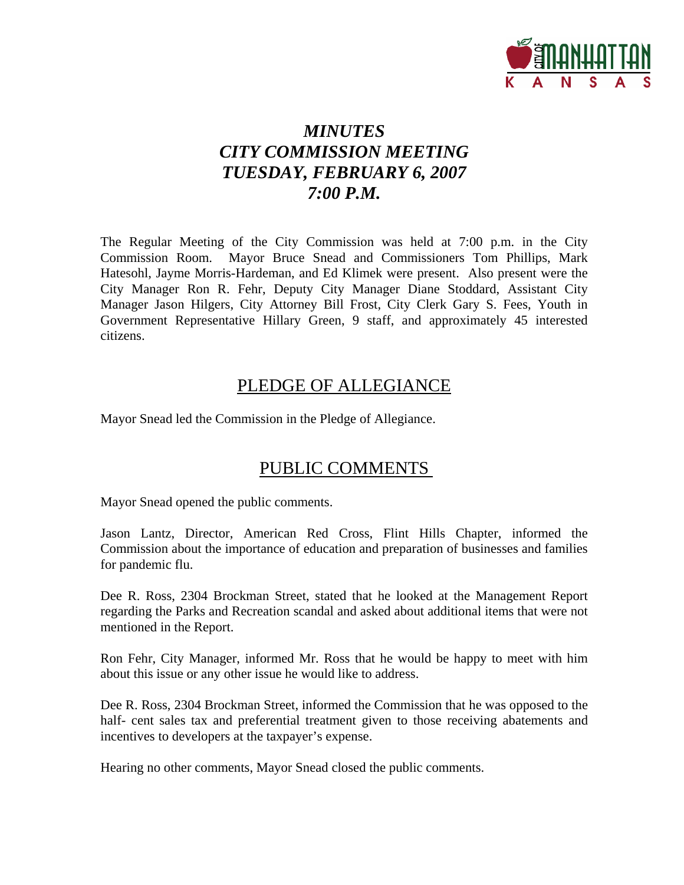# *MINUTES CITY COMMISSION MEETING TUESDAY, FEBRUARY 6, 2007 7:00 P.M.*

The Regular Meeting of the City Commission was held at 7:00 p.m. in the City Commission Room. Mayor Bruce Snead and Commissioners Tom Phillips, Mark Hatesohl, Jayme Morris-Hardeman, and Ed Klimek were present. Also present were the City Manager Ron R. Fehr, Deputy City Manager Diane Stoddard, Assistant City Manager Jason Hilgers, City Attorney Bill Frost, City Clerk Gary S. Fees, Youth in Government Representative Hillary Green, 9 staff, and approximately 45 interested citizens.

## PLEDGE OF ALLEGIANCE

Mayor Snead led the Commission in the Pledge of Allegiance.

## PUBLIC COMMENTS

Mayor Snead opened the public comments.

Jason Lantz, Director, American Red Cross, Flint Hills Chapter, informed the Commission about the importance of education and preparation of businesses and families for pandemic flu.

Dee R. Ross, 2304 Brockman Street, stated that he looked at the Management Report regarding the Parks and Recreation scandal and asked about additional items that were not mentioned in the Report.

Ron Fehr, City Manager, informed Mr. Ross that he would be happy to meet with him about this issue or any other issue he would like to address.

Dee R. Ross, 2304 Brockman Street, informed the Commission that he was opposed to the half- cent sales tax and preferential treatment given to those receiving abatements and incentives to developers at the taxpayer's expense.

Hearing no other comments, Mayor Snead closed the public comments.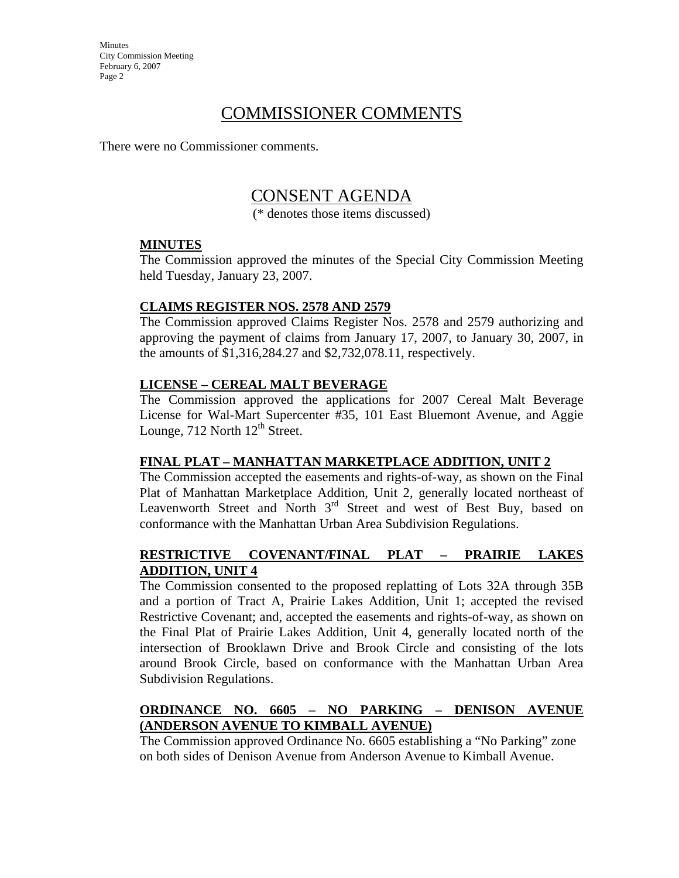# COMMISSIONER COMMENTS

There were no Commissioner comments.

# CONSENT AGENDA

(* denotes those items discussed)

**MINUTES**

The Commission approved the minutes of the Special City Commission Meeting held Tuesday, January 23, 2007.

**CLAIMS REGISTER NOS. 2578 AND 2579**

The Commission approved Claims Register Nos. 2578 and 2579 authorizing and approving the payment of claims from January 17, 2007, to January 30, 2007, in the amounts of $1,316,284.27 and $2,732,078.11, respectively.

**LICENSE – CEREAL MALT BEVERAGE**

The Commission approved the applications for 2007 Cereal Malt Beverage License for Wal-Mart Supercenter #35, 101 East Bluemont Avenue, and Aggie Lounge, 712 North 12th Street.

**FINAL PLAT – MANHATTAN MARKETPLACE ADDITION, UNIT 2**

The Commission accepted the easements and rights-of-way, as shown on the Final Plat of Manhattan Marketplace Addition, Unit 2, generally located northeast of Leavenworth Street and North 3rd Street and west of Best Buy, based on conformance with the Manhattan Urban Area Subdivision Regulations.

**RESTRICTIVE COVENANT/FINAL PLAT – PRAIRIE LAKES ADDITION, UNIT 4**

The Commission consented to the proposed replatting of Lots 32A through 35B and a portion of Tract A, Prairie Lakes Addition, Unit 1; accepted the revised Restrictive Covenant; and, accepted the easements and rights-of-way, as shown on the Final Plat of Prairie Lakes Addition, Unit 4, generally located north of the intersection of Brooklawn Drive and Brook Circle and consisting of the lots around Brook Circle, based on conformance with the Manhattan Urban Area Subdivision Regulations.

**ORDINANCE NO. 6605 – NO PARKING – DENISON AVENUE (ANDERSON AVENUE TO KIMBALL AVENUE)**

The Commission approved Ordinance No. 6605 establishing a "No Parking" zone on both sides of Denison Avenue from Anderson Avenue to Kimball Avenue.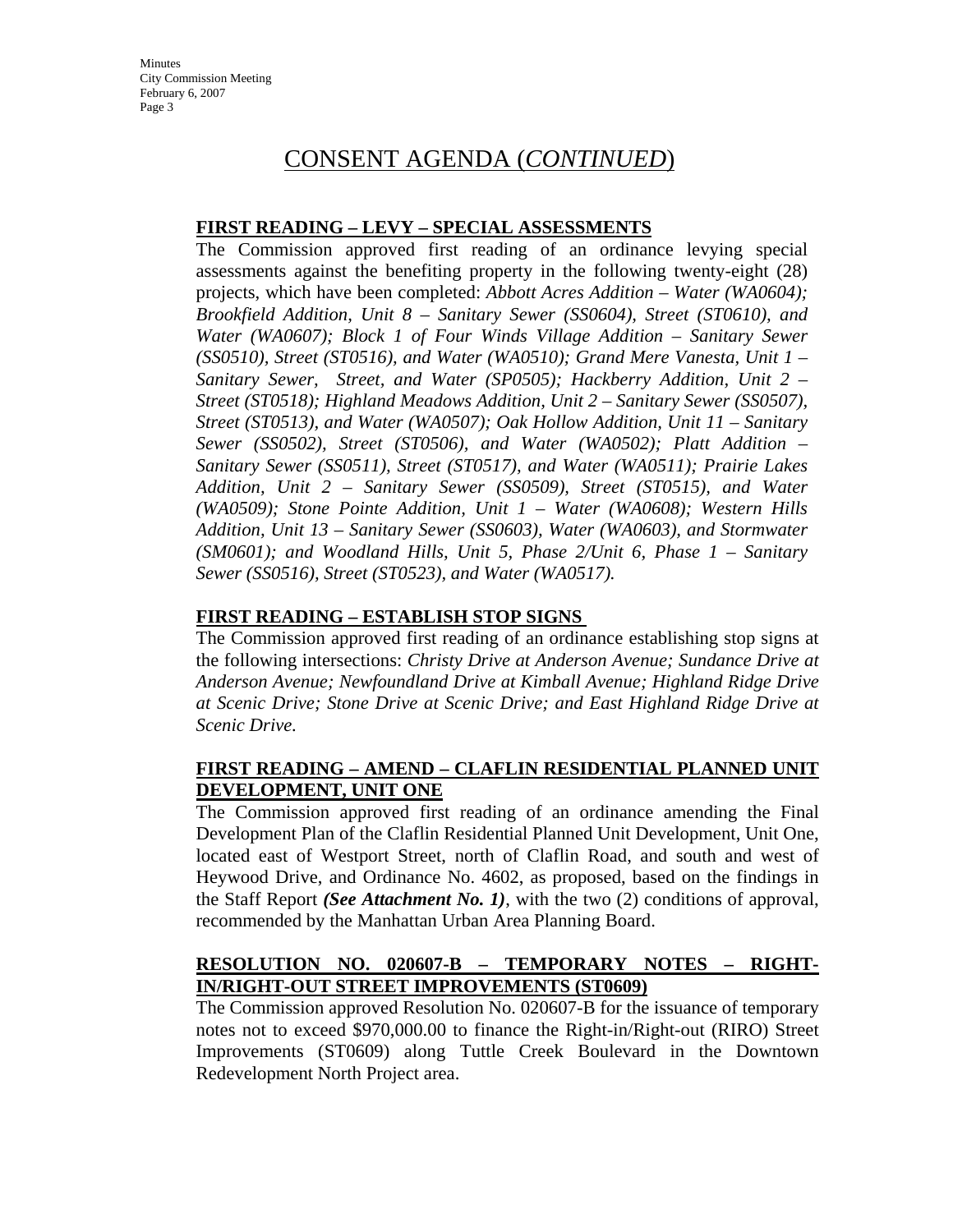# CONSENT AGENDA (*CONTINUED*)

**FIRST READING – LEVY – SPECIAL ASSESSMENTS**

The Commission approved first reading of an ordinance levying special assessments against the benefiting property in the following twenty-eight (28) projects, which have been completed: *Abbott Acres Addition – Water (WA0604); Brookfield Addition, Unit 8 – Sanitary Sewer (SS0604), Street (ST0610), and Water (WA0607); Block 1 of Four Winds Village Addition – Sanitary Sewer (SS0510), Street (ST0516), and Water (WA0510); Grand Mere Vanesta, Unit 1 – Sanitary Sewer, Street, and Water (SP0505); Hackberry Addition, Unit 2 – Street (ST0518); Highland Meadows Addition, Unit 2 – Sanitary Sewer (SS0507), Street (ST0513), and Water (WA0507); Oak Hollow Addition, Unit 11 – Sanitary Sewer (SS0502), Street (ST0506), and Water (WA0502); Platt Addition – Sanitary Sewer (SS0511), Street (ST0517), and Water (WA0511); Prairie Lakes Addition, Unit 2 – Sanitary Sewer (SS0509), Street (ST0515), and Water (WA0509); Stone Pointe Addition, Unit 1 – Water (WA0608); Western Hills Addition, Unit 13 – Sanitary Sewer (SS0603), Water (WA0603), and Stormwater (SM0601); and Woodland Hills, Unit 5, Phase 2/Unit 6, Phase 1 – Sanitary Sewer (SS0516), Street (ST0523), and Water (WA0517).*

**FIRST READING – ESTABLISH STOP SIGNS**

The Commission approved first reading of an ordinance establishing stop signs at the following intersections: *Christy Drive at Anderson Avenue; Sundance Drive at Anderson Avenue; Newfoundland Drive at Kimball Avenue; Highland Ridge Drive at Scenic Drive; Stone Drive at Scenic Drive; and East Highland Ridge Drive at Scenic Drive.*

**FIRST READING – AMEND – CLAFLIN RESIDENTIAL PLANNED UNIT DEVELOPMENT, UNIT ONE**

The Commission approved first reading of an ordinance amending the Final Development Plan of the Claflin Residential Planned Unit Development, Unit One, located east of Westport Street, north of Claflin Road, and south and west of Heywood Drive, and Ordinance No. 4602, as proposed, based on the findings in the Staff Report ***(See Attachment No. 1)***, with the two (2) conditions of approval, recommended by the Manhattan Urban Area Planning Board.

**RESOLUTION NO. 020607-B – TEMPORARY NOTES – RIGHT-IN/RIGHT-OUT STREET IMPROVEMENTS (ST0609)**

The Commission approved Resolution No. 020607-B for the issuance of temporary notes not to exceed $970,000.00 to finance the Right-in/Right-out (RIRO) Street Improvements (ST0609) along Tuttle Creek Boulevard in the Downtown Redevelopment North Project area.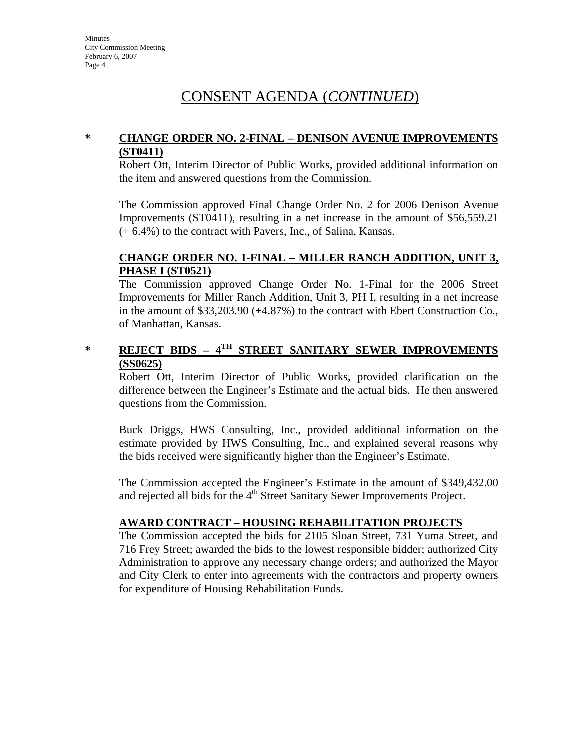# CONSENT AGENDA (*CONTINUED*)

**\*** **CHANGE ORDER NO. 2-FINAL – DENISON AVENUE IMPROVEMENTS (ST0411)**

Robert Ott, Interim Director of Public Works, provided additional information on the item and answered questions from the Commission.

The Commission approved Final Change Order No. 2 for 2006 Denison Avenue Improvements (ST0411), resulting in a net increase in the amount of $56,559.21 (+ 6.4%) to the contract with Pavers, Inc., of Salina, Kansas.

**CHANGE ORDER NO. 1-FINAL – MILLER RANCH ADDITION, UNIT 3, PHASE I (ST0521)**

The Commission approved Change Order No. 1-Final for the 2006 Street Improvements for Miller Ranch Addition, Unit 3, PH I, resulting in a net increase in the amount of $33,203.90 (+4.87%) to the contract with Ebert Construction Co., of Manhattan, Kansas.

**\*** **REJECT BIDS – 4TH STREET SANITARY SEWER IMPROVEMENTS (SS0625)**

Robert Ott, Interim Director of Public Works, provided clarification on the difference between the Engineer's Estimate and the actual bids. He then answered questions from the Commission.

Buck Driggs, HWS Consulting, Inc., provided additional information on the estimate provided by HWS Consulting, Inc., and explained several reasons why the bids received were significantly higher than the Engineer's Estimate.

The Commission accepted the Engineer's Estimate in the amount of $349,432.00 and rejected all bids for the 4th Street Sanitary Sewer Improvements Project.

**AWARD CONTRACT – HOUSING REHABILITATION PROJECTS**

The Commission accepted the bids for 2105 Sloan Street, 731 Yuma Street, and 716 Frey Street; awarded the bids to the lowest responsible bidder; authorized City Administration to approve any necessary change orders; and authorized the Mayor and City Clerk to enter into agreements with the contractors and property owners for expenditure of Housing Rehabilitation Funds.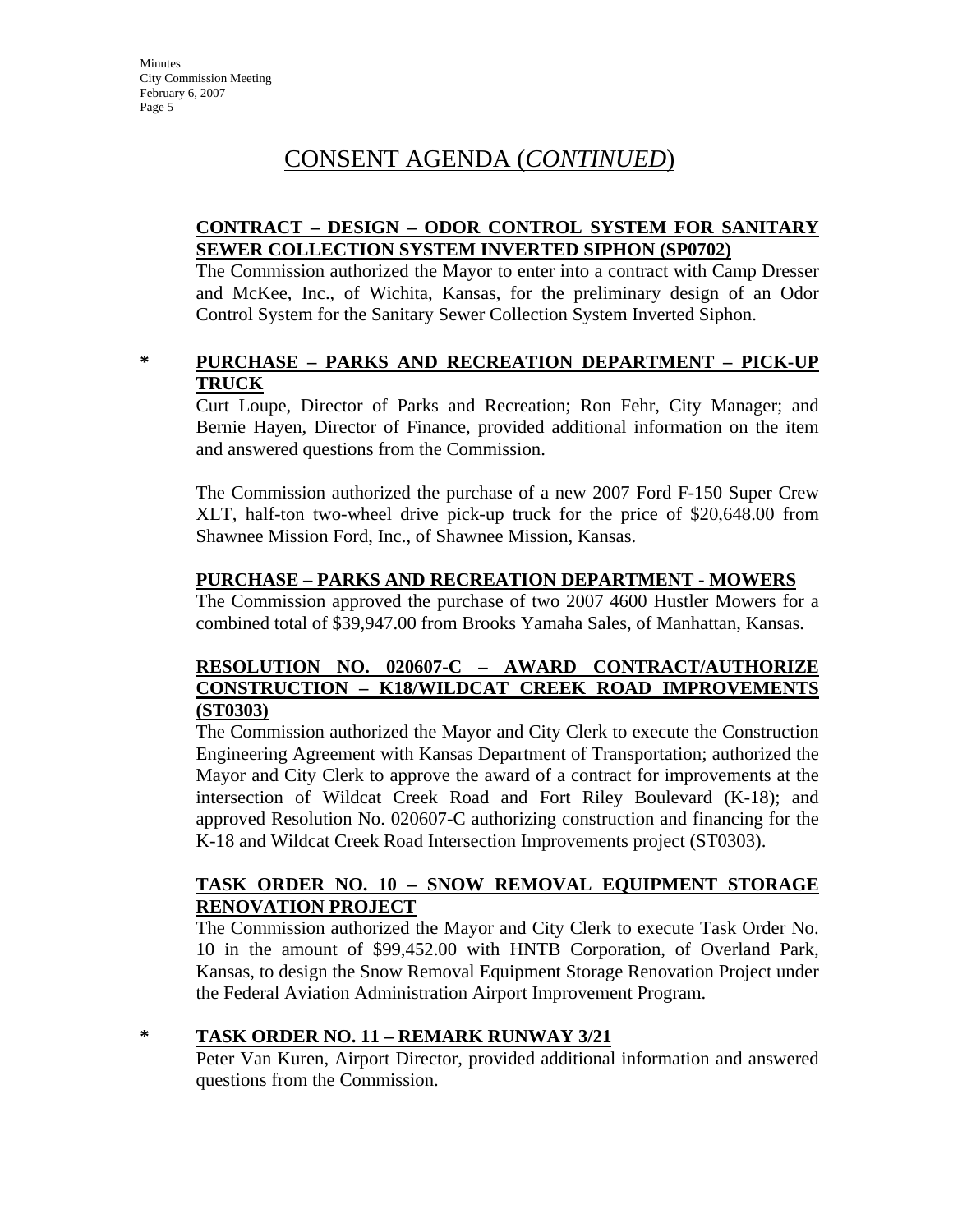# CONSENT AGENDA (*CONTINUED*)

**CONTRACT – DESIGN – ODOR CONTROL SYSTEM FOR SANITARY SEWER COLLECTION SYSTEM INVERTED SIPHON (SP0702)**

The Commission authorized the Mayor to enter into a contract with Camp Dresser and McKee, Inc., of Wichita, Kansas, for the preliminary design of an Odor Control System for the Sanitary Sewer Collection System Inverted Siphon.

\* **PURCHASE – PARKS AND RECREATION DEPARTMENT – PICK-UP TRUCK**

Curt Loupe, Director of Parks and Recreation; Ron Fehr, City Manager; and Bernie Hayen, Director of Finance, provided additional information on the item and answered questions from the Commission.

The Commission authorized the purchase of a new 2007 Ford F-150 Super Crew XLT, half-ton two-wheel drive pick-up truck for the price of $20,648.00 from Shawnee Mission Ford, Inc., of Shawnee Mission, Kansas.

**PURCHASE – PARKS AND RECREATION DEPARTMENT - MOWERS**

The Commission approved the purchase of two 2007 4600 Hustler Mowers for a combined total of $39,947.00 from Brooks Yamaha Sales, of Manhattan, Kansas.

**RESOLUTION NO. 020607-C – AWARD CONTRACT/AUTHORIZE CONSTRUCTION – K18/WILDCAT CREEK ROAD IMPROVEMENTS (ST0303)**

The Commission authorized the Mayor and City Clerk to execute the Construction Engineering Agreement with Kansas Department of Transportation; authorized the Mayor and City Clerk to approve the award of a contract for improvements at the intersection of Wildcat Creek Road and Fort Riley Boulevard (K-18); and approved Resolution No. 020607-C authorizing construction and financing for the K-18 and Wildcat Creek Road Intersection Improvements project (ST0303).

**TASK ORDER NO. 10 – SNOW REMOVAL EQUIPMENT STORAGE RENOVATION PROJECT**

The Commission authorized the Mayor and City Clerk to execute Task Order No. 10 in the amount of $99,452.00 with HNTB Corporation, of Overland Park, Kansas, to design the Snow Removal Equipment Storage Renovation Project under the Federal Aviation Administration Airport Improvement Program.

\* **TASK ORDER NO. 11 – REMARK RUNWAY 3/21**

Peter Van Kuren, Airport Director, provided additional information and answered questions from the Commission.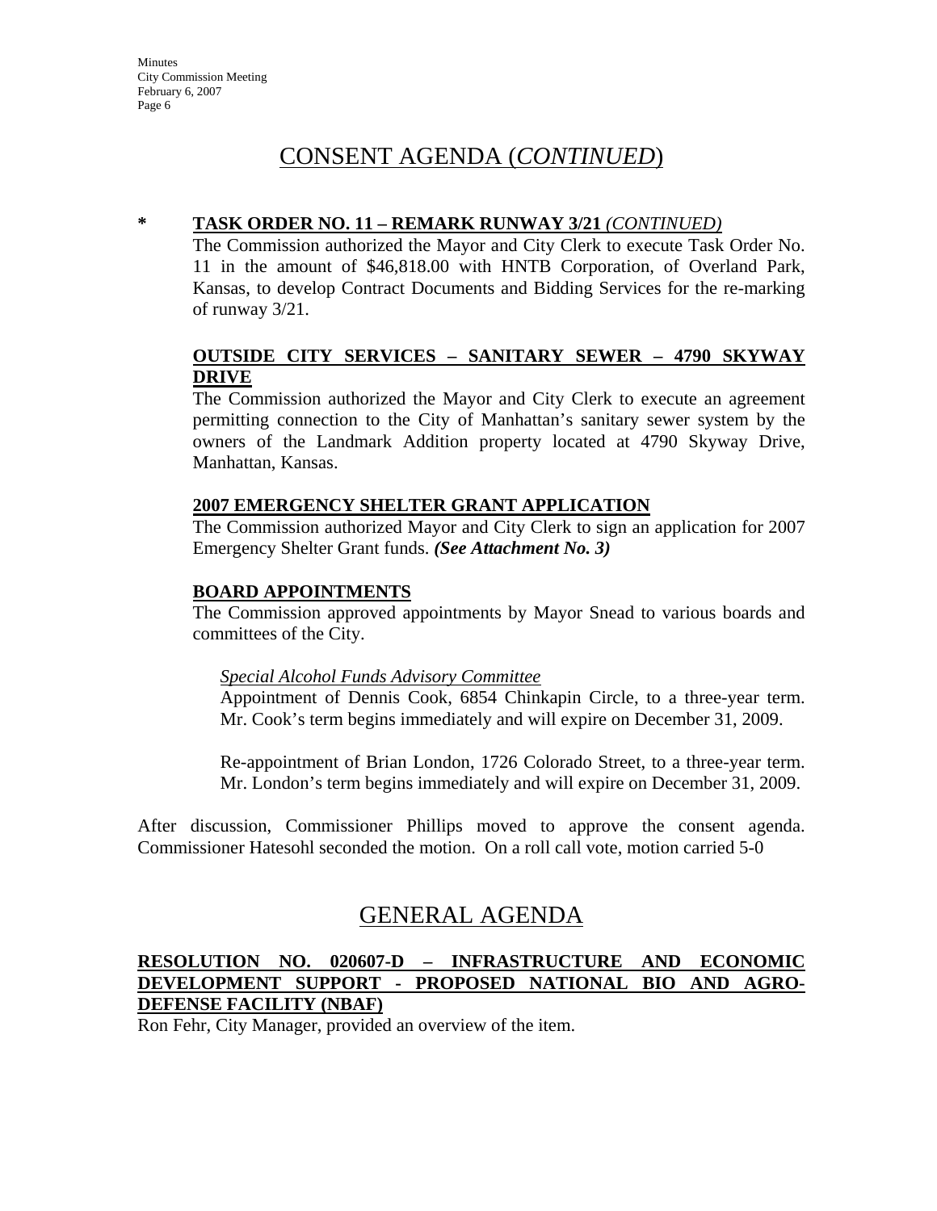# CONSENT AGENDA (*CONTINUED*)

**\* TASK ORDER NO. 11 – REMARK RUNWAY 3/21** ***(CONTINUED)***

The Commission authorized the Mayor and City Clerk to execute Task Order No. 11 in the amount of $46,818.00 with HNTB Corporation, of Overland Park, Kansas, to develop Contract Documents and Bidding Services for the re-marking of runway 3/21.

**OUTSIDE CITY SERVICES – SANITARY SEWER – 4790 SKYWAY DRIVE**

The Commission authorized the Mayor and City Clerk to execute an agreement permitting connection to the City of Manhattan's sanitary sewer system by the owners of the Landmark Addition property located at 4790 Skyway Drive, Manhattan, Kansas.

**2007 EMERGENCY SHELTER GRANT APPLICATION**

The Commission authorized Mayor and City Clerk to sign an application for 2007 Emergency Shelter Grant funds. ***(See Attachment No. 3)***

**BOARD APPOINTMENTS**

The Commission approved appointments by Mayor Snead to various boards and committees of the City.

*Special Alcohol Funds Advisory Committee*

Appointment of Dennis Cook, 6854 Chinkapin Circle, to a three-year term. Mr. Cook's term begins immediately and will expire on December 31, 2009.

Re-appointment of Brian London, 1726 Colorado Street, to a three-year term. Mr. London's term begins immediately and will expire on December 31, 2009.

After discussion, Commissioner Phillips moved to approve the consent agenda. Commissioner Hatesohl seconded the motion. On a roll call vote, motion carried 5-0

# GENERAL AGENDA

**RESOLUTION NO. 020607-D – INFRASTRUCTURE AND ECONOMIC DEVELOPMENT SUPPORT - PROPOSED NATIONAL BIO AND AGRO-DEFENSE FACILITY (NBAF)**

Ron Fehr, City Manager, provided an overview of the item.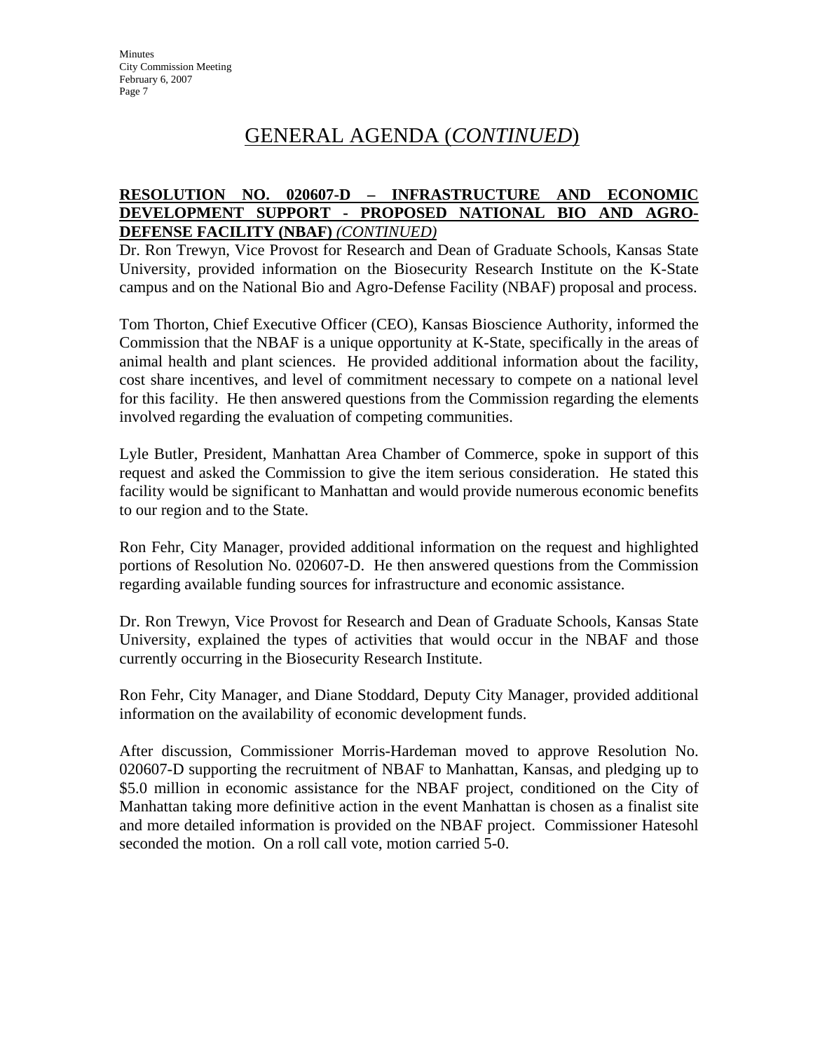# GENERAL AGENDA (*CONTINUED*)

**RESOLUTION NO. 020607-D – INFRASTRUCTURE AND ECONOMIC DEVELOPMENT SUPPORT - PROPOSED NATIONAL BIO AND AGRO-DEFENSE FACILITY (NBAF)** ***(CONTINUED)***

Dr. Ron Trewyn, Vice Provost for Research and Dean of Graduate Schools, Kansas State University, provided information on the Biosecurity Research Institute on the K-State campus and on the National Bio and Agro-Defense Facility (NBAF) proposal and process.

Tom Thorton, Chief Executive Officer (CEO), Kansas Bioscience Authority, informed the Commission that the NBAF is a unique opportunity at K-State, specifically in the areas of animal health and plant sciences. He provided additional information about the facility, cost share incentives, and level of commitment necessary to compete on a national level for this facility. He then answered questions from the Commission regarding the elements involved regarding the evaluation of competing communities.

Lyle Butler, President, Manhattan Area Chamber of Commerce, spoke in support of this request and asked the Commission to give the item serious consideration. He stated this facility would be significant to Manhattan and would provide numerous economic benefits to our region and to the State.

Ron Fehr, City Manager, provided additional information on the request and highlighted portions of Resolution No. 020607-D. He then answered questions from the Commission regarding available funding sources for infrastructure and economic assistance.

Dr. Ron Trewyn, Vice Provost for Research and Dean of Graduate Schools, Kansas State University, explained the types of activities that would occur in the NBAF and those currently occurring in the Biosecurity Research Institute.

Ron Fehr, City Manager, and Diane Stoddard, Deputy City Manager, provided additional information on the availability of economic development funds.

After discussion, Commissioner Morris-Hardeman moved to approve Resolution No. 020607-D supporting the recruitment of NBAF to Manhattan, Kansas, and pledging up to $5.0 million in economic assistance for the NBAF project, conditioned on the City of Manhattan taking more definitive action in the event Manhattan is chosen as a finalist site and more detailed information is provided on the NBAF project. Commissioner Hatesohl seconded the motion. On a roll call vote, motion carried 5-0.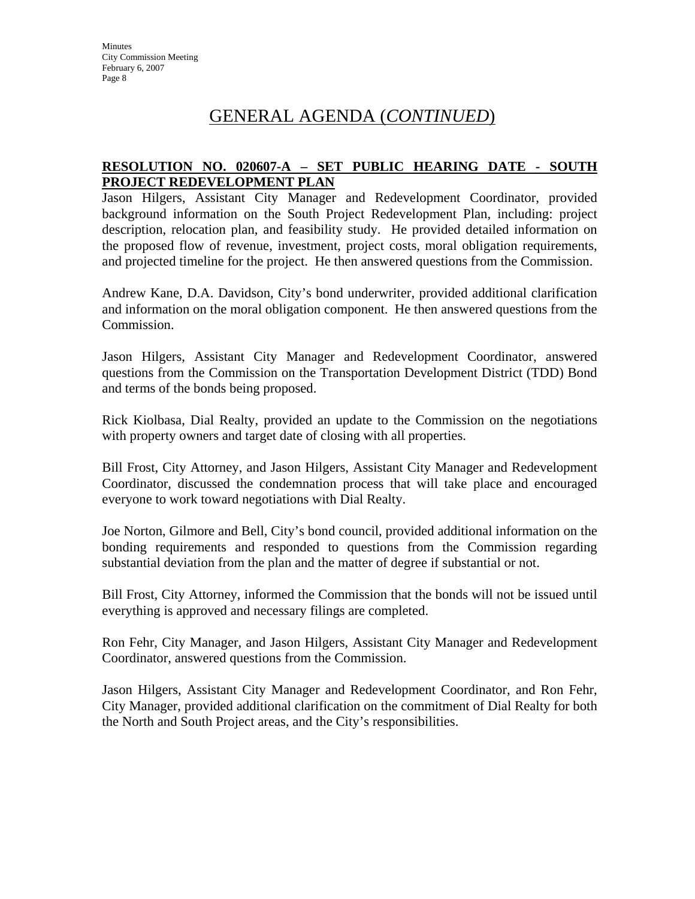# GENERAL AGENDA (*CONTINUED*)

**RESOLUTION NO. 020607-A – SET PUBLIC HEARING DATE - SOUTH PROJECT REDEVELOPMENT PLAN**

Jason Hilgers, Assistant City Manager and Redevelopment Coordinator, provided background information on the South Project Redevelopment Plan, including: project description, relocation plan, and feasibility study. He provided detailed information on the proposed flow of revenue, investment, project costs, moral obligation requirements, and projected timeline for the project. He then answered questions from the Commission.

Andrew Kane, D.A. Davidson, City's bond underwriter, provided additional clarification and information on the moral obligation component. He then answered questions from the Commission.

Jason Hilgers, Assistant City Manager and Redevelopment Coordinator, answered questions from the Commission on the Transportation Development District (TDD) Bond and terms of the bonds being proposed.

Rick Kiolbasa, Dial Realty, provided an update to the Commission on the negotiations with property owners and target date of closing with all properties.

Bill Frost, City Attorney, and Jason Hilgers, Assistant City Manager and Redevelopment Coordinator, discussed the condemnation process that will take place and encouraged everyone to work toward negotiations with Dial Realty.

Joe Norton, Gilmore and Bell, City's bond council, provided additional information on the bonding requirements and responded to questions from the Commission regarding substantial deviation from the plan and the matter of degree if substantial or not.

Bill Frost, City Attorney, informed the Commission that the bonds will not be issued until everything is approved and necessary filings are completed.

Ron Fehr, City Manager, and Jason Hilgers, Assistant City Manager and Redevelopment Coordinator, answered questions from the Commission.

Jason Hilgers, Assistant City Manager and Redevelopment Coordinator, and Ron Fehr, City Manager, provided additional clarification on the commitment of Dial Realty for both the North and South Project areas, and the City's responsibilities.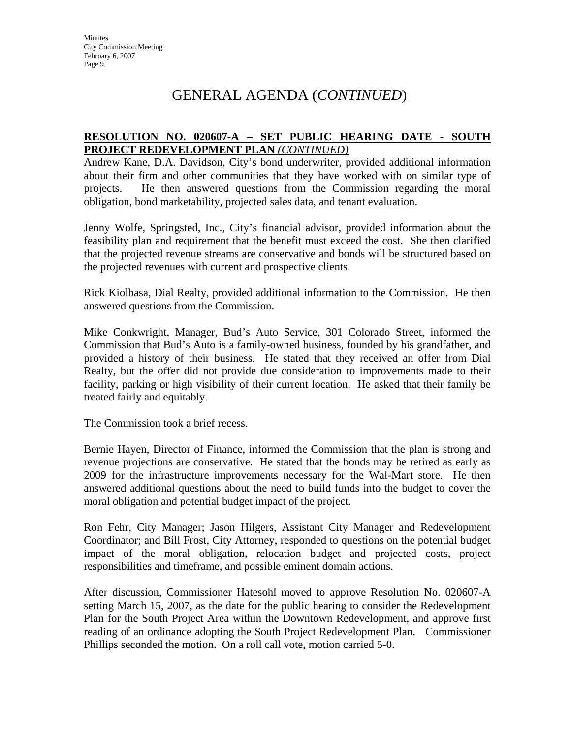# GENERAL AGENDA (*CONTINUED*)

**RESOLUTION NO. 020607-A – SET PUBLIC HEARING DATE - SOUTH PROJECT REDEVELOPMENT PLAN *(CONTINUED)***

Andrew Kane, D.A. Davidson, City's bond underwriter, provided additional information about their firm and other communities that they have worked with on similar type of projects. He then answered questions from the Commission regarding the moral obligation, bond marketability, projected sales data, and tenant evaluation.

Jenny Wolfe, Springsted, Inc., City's financial advisor, provided information about the feasibility plan and requirement that the benefit must exceed the cost. She then clarified that the projected revenue streams are conservative and bonds will be structured based on the projected revenues with current and prospective clients.

Rick Kiolbasa, Dial Realty, provided additional information to the Commission. He then answered questions from the Commission.

Mike Conkwright, Manager, Bud's Auto Service, 301 Colorado Street, informed the Commission that Bud's Auto is a family-owned business, founded by his grandfather, and provided a history of their business. He stated that they received an offer from Dial Realty, but the offer did not provide due consideration to improvements made to their facility, parking or high visibility of their current location. He asked that their family be treated fairly and equitably.

The Commission took a brief recess.

Bernie Hayen, Director of Finance, informed the Commission that the plan is strong and revenue projections are conservative. He stated that the bonds may be retired as early as 2009 for the infrastructure improvements necessary for the Wal-Mart store. He then answered additional questions about the need to build funds into the budget to cover the moral obligation and potential budget impact of the project.

Ron Fehr, City Manager; Jason Hilgers, Assistant City Manager and Redevelopment Coordinator; and Bill Frost, City Attorney, responded to questions on the potential budget impact of the moral obligation, relocation budget and projected costs, project responsibilities and timeframe, and possible eminent domain actions.

After discussion, Commissioner Hatesohl moved to approve Resolution No. 020607-A setting March 15, 2007, as the date for the public hearing to consider the Redevelopment Plan for the South Project Area within the Downtown Redevelopment, and approve first reading of an ordinance adopting the South Project Redevelopment Plan. Commissioner Phillips seconded the motion. On a roll call vote, motion carried 5-0.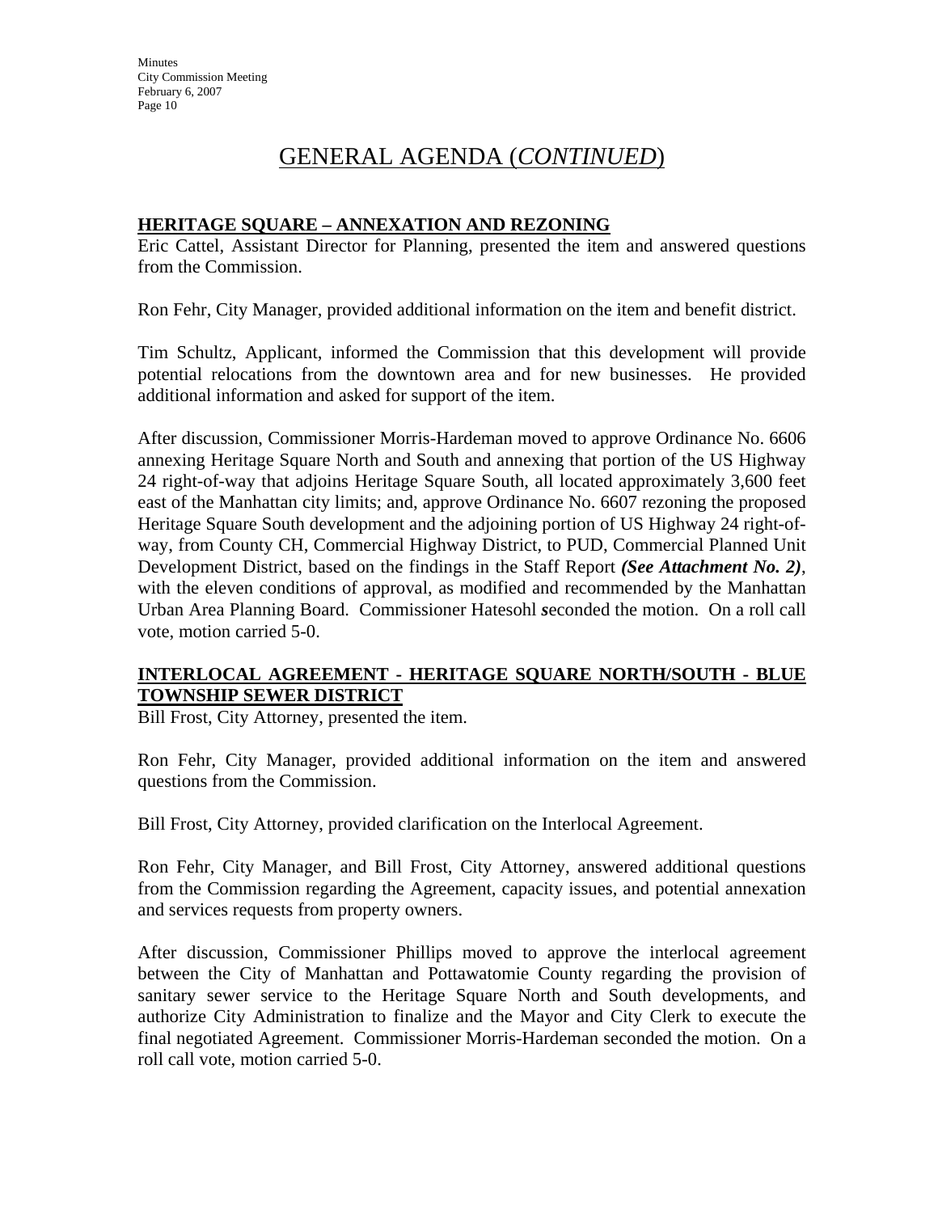# GENERAL AGENDA (*CONTINUED*)

**HERITAGE SQUARE – ANNEXATION AND REZONING**

Eric Cattel, Assistant Director for Planning, presented the item and answered questions from the Commission.

Ron Fehr, City Manager, provided additional information on the item and benefit district.

Tim Schultz, Applicant, informed the Commission that this development will provide potential relocations from the downtown area and for new businesses. He provided additional information and asked for support of the item.

After discussion, Commissioner Morris-Hardeman moved to approve Ordinance No. 6606 annexing Heritage Square North and South and annexing that portion of the US Highway 24 right-of-way that adjoins Heritage Square South, all located approximately 3,600 feet east of the Manhattan city limits; and, approve Ordinance No. 6607 rezoning the proposed Heritage Square South development and the adjoining portion of US Highway 24 right-of-way, from County CH, Commercial Highway District, to PUD, Commercial Planned Unit Development District, based on the findings in the Staff Report ***(See Attachment No. 2)***, with the eleven conditions of approval, as modified and recommended by the Manhattan Urban Area Planning Board. Commissioner Hatesohl ***s***econded the motion. On a roll call vote, motion carried 5-0.

**INTERLOCAL AGREEMENT - HERITAGE SQUARE NORTH/SOUTH - BLUE TOWNSHIP SEWER DISTRICT**

Bill Frost, City Attorney, presented the item.

Ron Fehr, City Manager, provided additional information on the item and answered questions from the Commission.

Bill Frost, City Attorney, provided clarification on the Interlocal Agreement.

Ron Fehr, City Manager, and Bill Frost, City Attorney, answered additional questions from the Commission regarding the Agreement, capacity issues, and potential annexation and services requests from property owners.

After discussion, Commissioner Phillips moved to approve the interlocal agreement between the City of Manhattan and Pottawatomie County regarding the provision of sanitary sewer service to the Heritage Square North and South developments, and authorize City Administration to finalize and the Mayor and City Clerk to execute the final negotiated Agreement. Commissioner Morris-Hardeman seconded the motion. On a roll call vote, motion carried 5-0.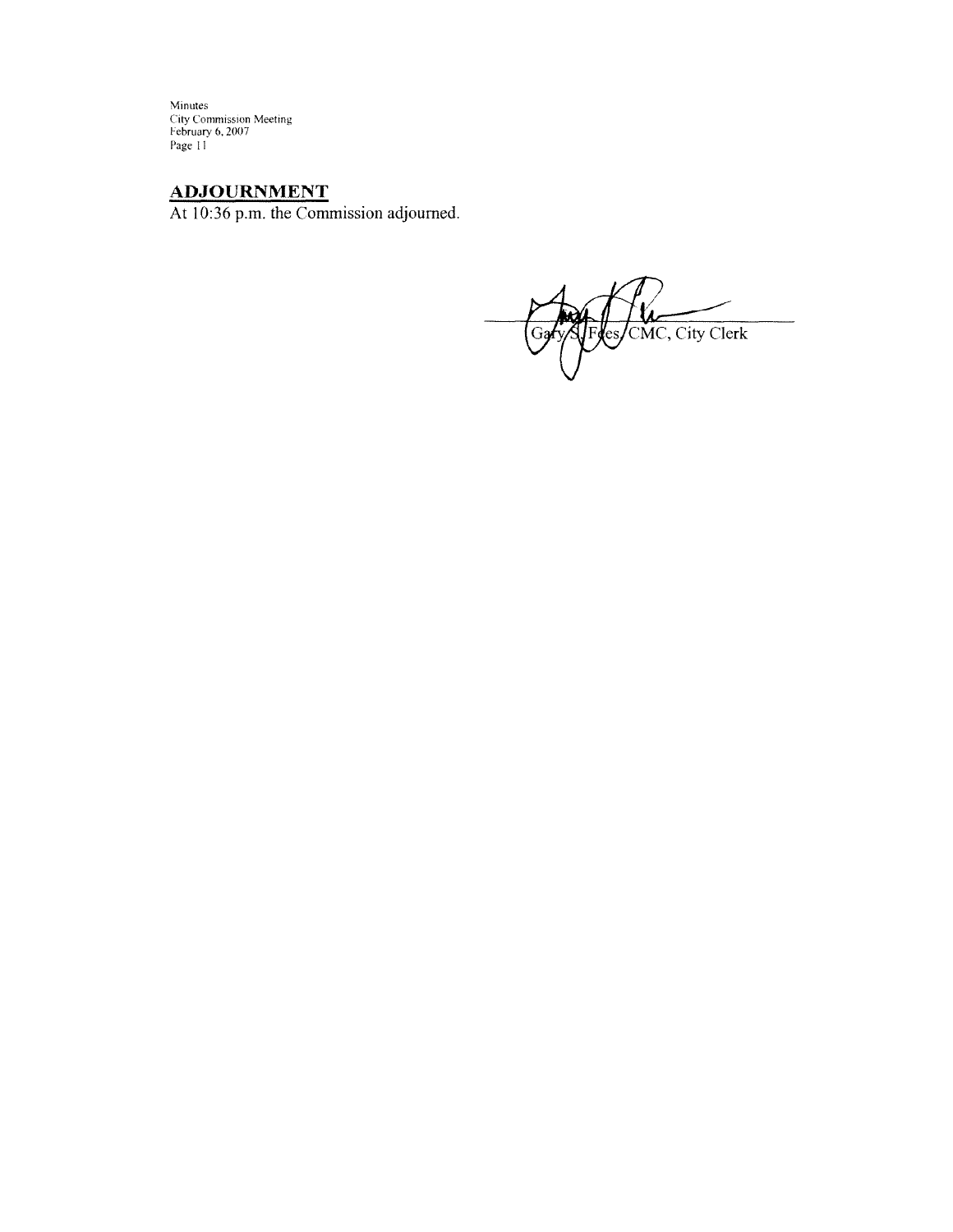## ADJOURNMENT

At 10:36 p.m. the Commission adjourned.

Gary S. Fees, CMC, City Clerk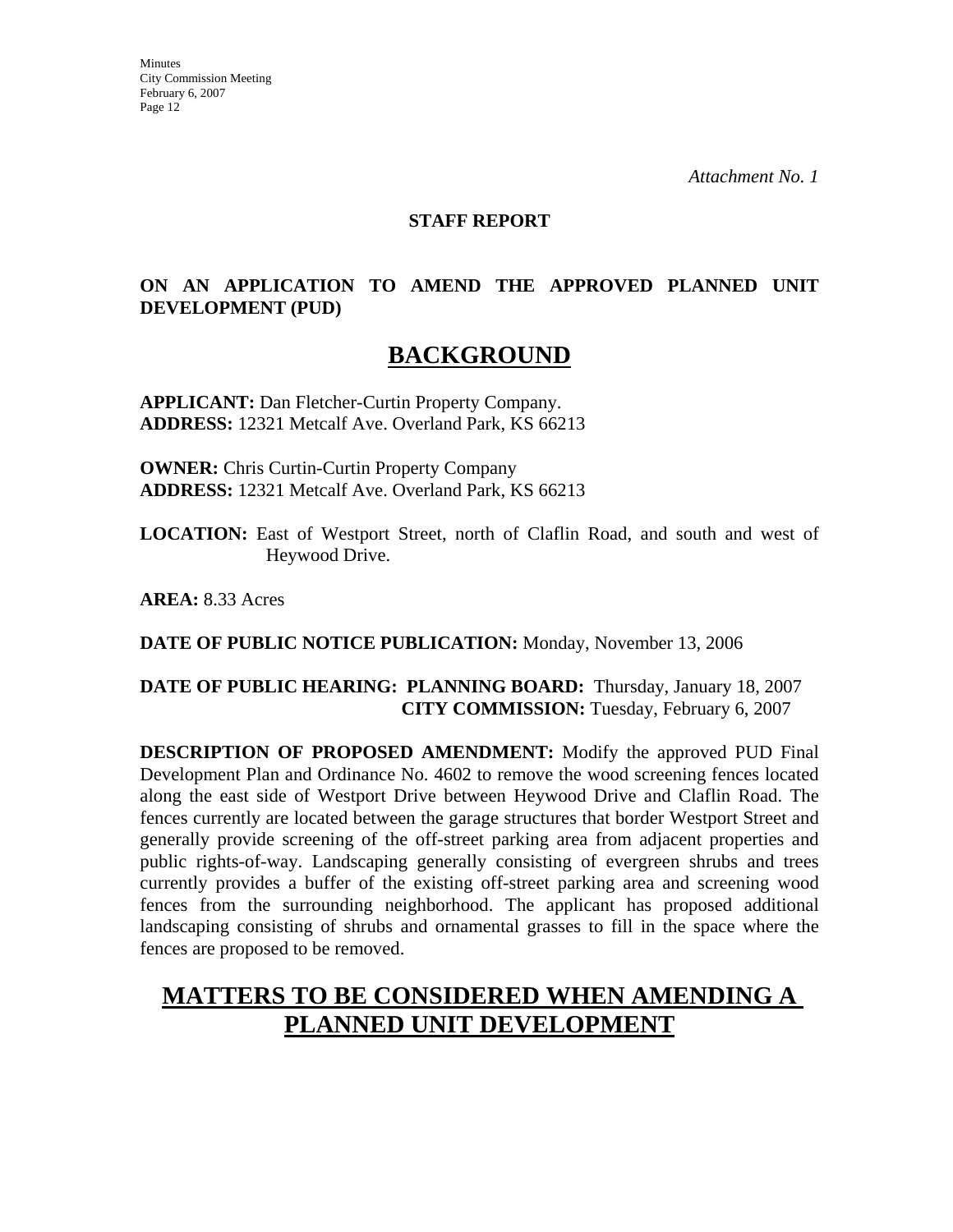*Attachment No. 1*

**STAFF REPORT**

**ON AN APPLICATION TO AMEND THE APPROVED PLANNED UNIT DEVELOPMENT (PUD)**

# BACKGROUND

**APPLICANT:** Dan Fletcher-Curtin Property Company.
**ADDRESS:** 12321 Metcalf Ave. Overland Park, KS 66213

**OWNER:** Chris Curtin-Curtin Property Company
**ADDRESS:** 12321 Metcalf Ave. Overland Park, KS 66213

**LOCATION:** East of Westport Street, north of Claflin Road, and south and west of Heywood Drive.

**AREA:** 8.33 Acres

**DATE OF PUBLIC NOTICE PUBLICATION:** Monday, November 13, 2006

**DATE OF PUBLIC HEARING: PLANNING BOARD:** Thursday, January 18, 2007
**CITY COMMISSION:** Tuesday, February 6, 2007

**DESCRIPTION OF PROPOSED AMENDMENT:** Modify the approved PUD Final Development Plan and Ordinance No. 4602 to remove the wood screening fences located along the east side of Westport Drive between Heywood Drive and Claflin Road. The fences currently are located between the garage structures that border Westport Street and generally provide screening of the off-street parking area from adjacent properties and public rights-of-way. Landscaping generally consisting of evergreen shrubs and trees currently provides a buffer of the existing off-street parking area and screening wood fences from the surrounding neighborhood. The applicant has proposed additional landscaping consisting of shrubs and ornamental grasses to fill in the space where the fences are proposed to be removed.

# MATTERS TO BE CONSIDERED WHEN AMENDING A PLANNED UNIT DEVELOPMENT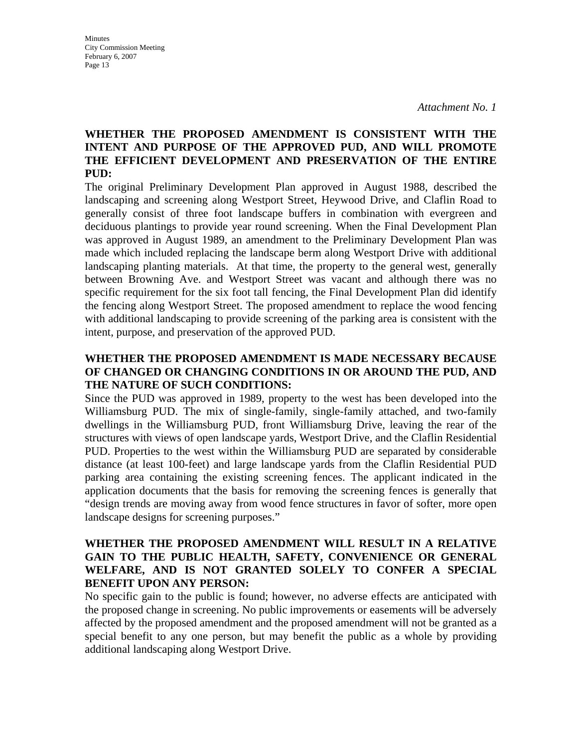*Attachment No. 1*

**WHETHER THE PROPOSED AMENDMENT IS CONSISTENT WITH THE INTENT AND PURPOSE OF THE APPROVED PUD, AND WILL PROMOTE THE EFFICIENT DEVELOPMENT AND PRESERVATION OF THE ENTIRE PUD:**

The original Preliminary Development Plan approved in August 1988, described the landscaping and screening along Westport Street, Heywood Drive, and Claflin Road to generally consist of three foot landscape buffers in combination with evergreen and deciduous plantings to provide year round screening. When the Final Development Plan was approved in August 1989, an amendment to the Preliminary Development Plan was made which included replacing the landscape berm along Westport Drive with additional landscaping planting materials. At that time, the property to the general west, generally between Browning Ave. and Westport Street was vacant and although there was no specific requirement for the six foot tall fencing, the Final Development Plan did identify the fencing along Westport Street. The proposed amendment to replace the wood fencing with additional landscaping to provide screening of the parking area is consistent with the intent, purpose, and preservation of the approved PUD.

**WHETHER THE PROPOSED AMENDMENT IS MADE NECESSARY BECAUSE OF CHANGED OR CHANGING CONDITIONS IN OR AROUND THE PUD, AND THE NATURE OF SUCH CONDITIONS:**

Since the PUD was approved in 1989, property to the west has been developed into the Williamsburg PUD. The mix of single-family, single-family attached, and two-family dwellings in the Williamsburg PUD, front Williamsburg Drive, leaving the rear of the structures with views of open landscape yards, Westport Drive, and the Claflin Residential PUD. Properties to the west within the Williamsburg PUD are separated by considerable distance (at least 100-feet) and large landscape yards from the Claflin Residential PUD parking area containing the existing screening fences. The applicant indicated in the application documents that the basis for removing the screening fences is generally that "design trends are moving away from wood fence structures in favor of softer, more open landscape designs for screening purposes."

**WHETHER THE PROPOSED AMENDMENT WILL RESULT IN A RELATIVE GAIN TO THE PUBLIC HEALTH, SAFETY, CONVENIENCE OR GENERAL WELFARE, AND IS NOT GRANTED SOLELY TO CONFER A SPECIAL BENEFIT UPON ANY PERSON:**

No specific gain to the public is found; however, no adverse effects are anticipated with the proposed change in screening. No public improvements or easements will be adversely affected by the proposed amendment and the proposed amendment will not be granted as a special benefit to any one person, but may benefit the public as a whole by providing additional landscaping along Westport Drive.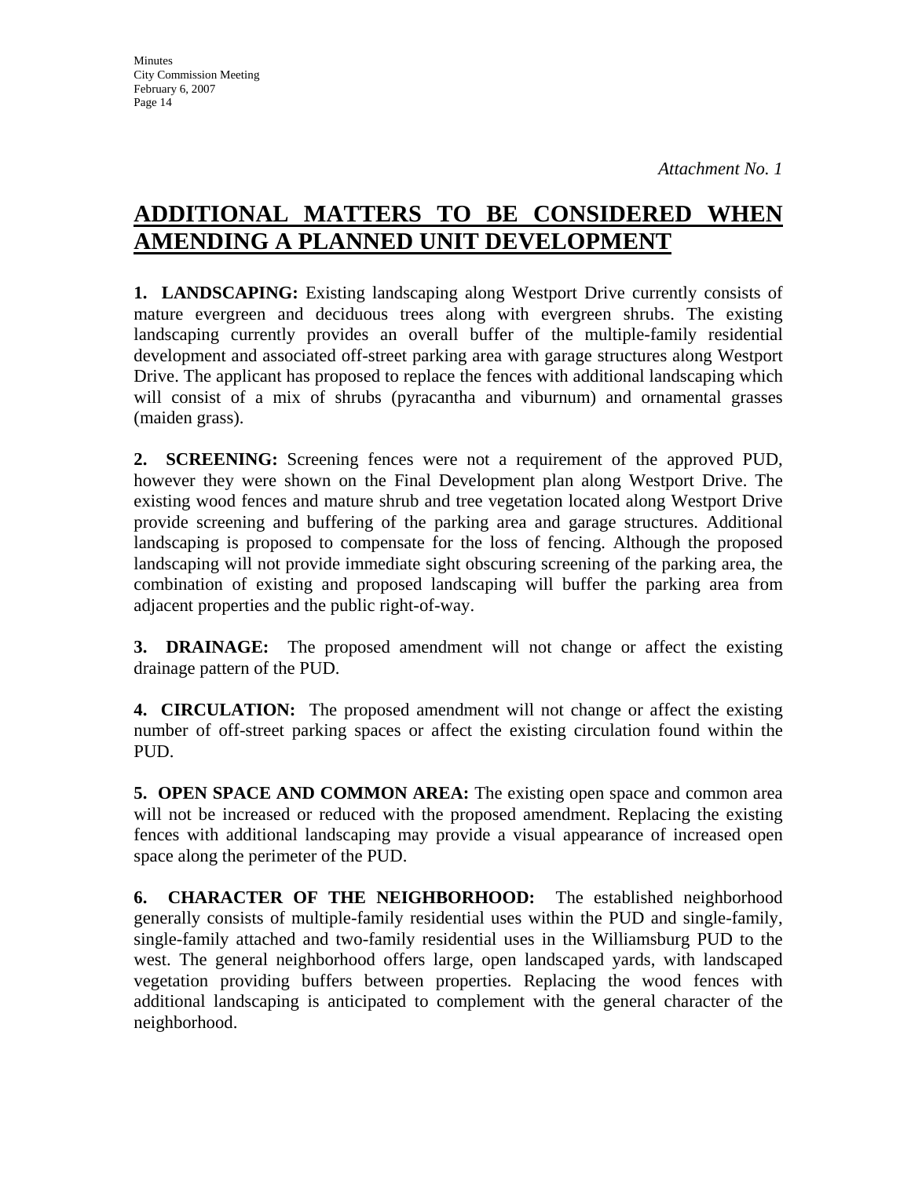*Attachment No. 1*

# ADDITIONAL MATTERS TO BE CONSIDERED WHEN AMENDING A PLANNED UNIT DEVELOPMENT

**1. LANDSCAPING:** Existing landscaping along Westport Drive currently consists of mature evergreen and deciduous trees along with evergreen shrubs. The existing landscaping currently provides an overall buffer of the multiple-family residential development and associated off-street parking area with garage structures along Westport Drive. The applicant has proposed to replace the fences with additional landscaping which will consist of a mix of shrubs (pyracantha and viburnum) and ornamental grasses (maiden grass).

**2. SCREENING:** Screening fences were not a requirement of the approved PUD, however they were shown on the Final Development plan along Westport Drive. The existing wood fences and mature shrub and tree vegetation located along Westport Drive provide screening and buffering of the parking area and garage structures. Additional landscaping is proposed to compensate for the loss of fencing. Although the proposed landscaping will not provide immediate sight obscuring screening of the parking area, the combination of existing and proposed landscaping will buffer the parking area from adjacent properties and the public right-of-way.

**3. DRAINAGE:** The proposed amendment will not change or affect the existing drainage pattern of the PUD.

**4. CIRCULATION:** The proposed amendment will not change or affect the existing number of off-street parking spaces or affect the existing circulation found within the PUD.

**5. OPEN SPACE AND COMMON AREA:** The existing open space and common area will not be increased or reduced with the proposed amendment. Replacing the existing fences with additional landscaping may provide a visual appearance of increased open space along the perimeter of the PUD.

**6. CHARACTER OF THE NEIGHBORHOOD:** The established neighborhood generally consists of multiple-family residential uses within the PUD and single-family, single-family attached and two-family residential uses in the Williamsburg PUD to the west. The general neighborhood offers large, open landscaped yards, with landscaped vegetation providing buffers between properties. Replacing the wood fences with additional landscaping is anticipated to complement with the general character of the neighborhood.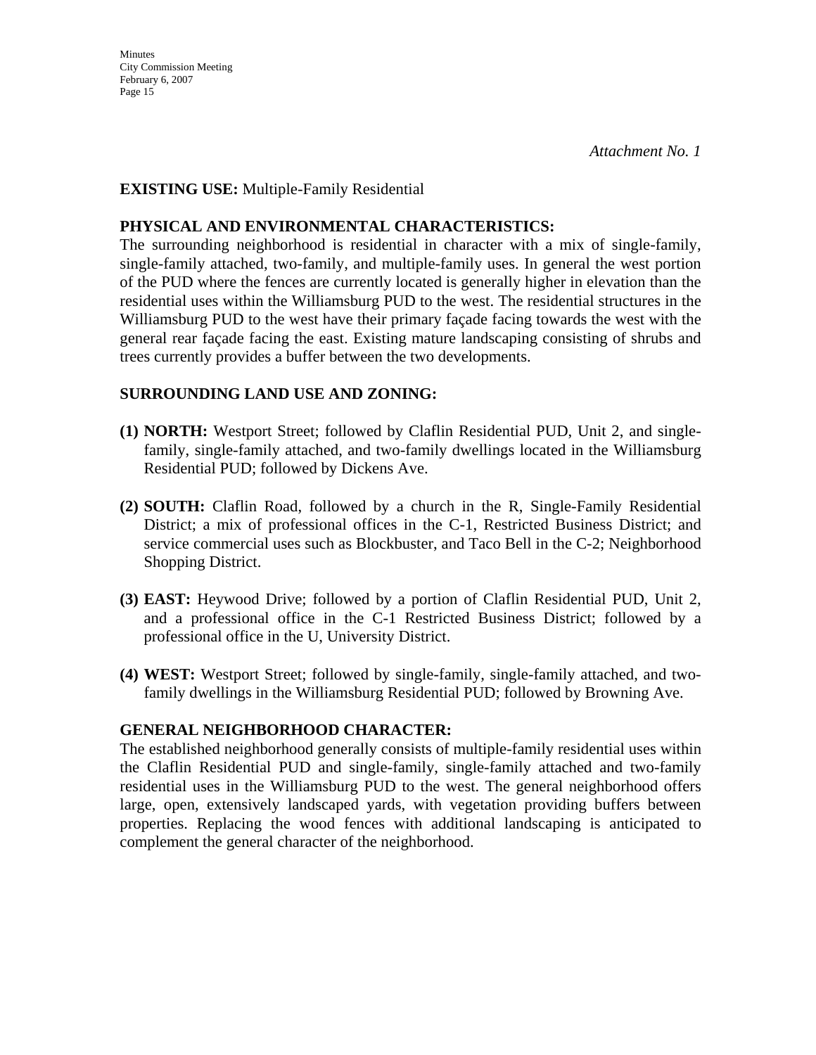*Attachment No. 1*

**EXISTING USE:** Multiple-Family Residential

**PHYSICAL AND ENVIRONMENTAL CHARACTERISTICS:**
The surrounding neighborhood is residential in character with a mix of single-family, single-family attached, two-family, and multiple-family uses. In general the west portion of the PUD where the fences are currently located is generally higher in elevation than the residential uses within the Williamsburg PUD to the west. The residential structures in the Williamsburg PUD to the west have their primary façade facing towards the west with the general rear façade facing the east. Existing mature landscaping consisting of shrubs and trees currently provides a buffer between the two developments.

**SURROUNDING LAND USE AND ZONING:**

**(1) NORTH:** Westport Street; followed by Claflin Residential PUD, Unit 2, and single-family, single-family attached, and two-family dwellings located in the Williamsburg Residential PUD; followed by Dickens Ave.

**(2) SOUTH:** Claflin Road, followed by a church in the R, Single-Family Residential District; a mix of professional offices in the C-1, Restricted Business District; and service commercial uses such as Blockbuster, and Taco Bell in the C-2; Neighborhood Shopping District.

**(3) EAST:** Heywood Drive; followed by a portion of Claflin Residential PUD, Unit 2, and a professional office in the C-1 Restricted Business District; followed by a professional office in the U, University District.

**(4) WEST:** Westport Street; followed by single-family, single-family attached, and two-family dwellings in the Williamsburg Residential PUD; followed by Browning Ave.

**GENERAL NEIGHBORHOOD CHARACTER:**
The established neighborhood generally consists of multiple-family residential uses within the Claflin Residential PUD and single-family, single-family attached and two-family residential uses in the Williamsburg PUD to the west. The general neighborhood offers large, open, extensively landscaped yards, with vegetation providing buffers between properties. Replacing the wood fences with additional landscaping is anticipated to complement the general character of the neighborhood.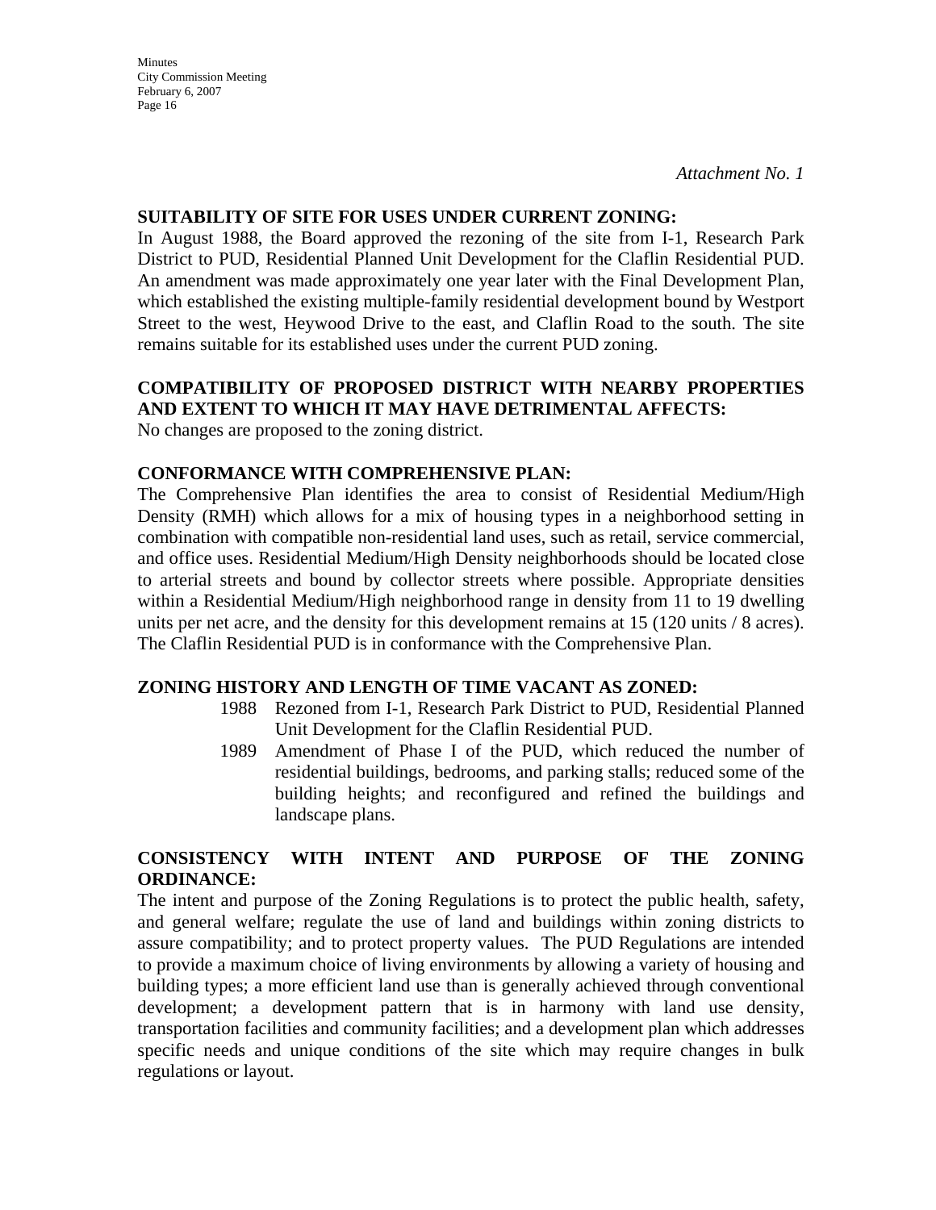*Attachment No. 1*

**SUITABILITY OF SITE FOR USES UNDER CURRENT ZONING:**
In August 1988, the Board approved the rezoning of the site from I-1, Research Park District to PUD, Residential Planned Unit Development for the Claflin Residential PUD. An amendment was made approximately one year later with the Final Development Plan, which established the existing multiple-family residential development bound by Westport Street to the west, Heywood Drive to the east, and Claflin Road to the south. The site remains suitable for its established uses under the current PUD zoning.

**COMPATIBILITY OF PROPOSED DISTRICT WITH NEARBY PROPERTIES AND EXTENT TO WHICH IT MAY HAVE DETRIMENTAL AFFECTS:**
No changes are proposed to the zoning district.

**CONFORMANCE WITH COMPREHENSIVE PLAN:**
The Comprehensive Plan identifies the area to consist of Residential Medium/High Density (RMH) which allows for a mix of housing types in a neighborhood setting in combination with compatible non-residential land uses, such as retail, service commercial, and office uses. Residential Medium/High Density neighborhoods should be located close to arterial streets and bound by collector streets where possible. Appropriate densities within a Residential Medium/High neighborhood range in density from 11 to 19 dwelling units per net acre, and the density for this development remains at 15 (120 units / 8 acres). The Claflin Residential PUD is in conformance with the Comprehensive Plan.

**ZONING HISTORY AND LENGTH OF TIME VACANT AS ZONED:**

- 1988 Rezoned from I-1, Research Park District to PUD, Residential Planned Unit Development for the Claflin Residential PUD.
- 1989 Amendment of Phase I of the PUD, which reduced the number of residential buildings, bedrooms, and parking stalls; reduced some of the building heights; and reconfigured and refined the buildings and landscape plans.

**CONSISTENCY WITH INTENT AND PURPOSE OF THE ZONING ORDINANCE:**
The intent and purpose of the Zoning Regulations is to protect the public health, safety, and general welfare; regulate the use of land and buildings within zoning districts to assure compatibility; and to protect property values. The PUD Regulations are intended to provide a maximum choice of living environments by allowing a variety of housing and building types; a more efficient land use than is generally achieved through conventional development; a development pattern that is in harmony with land use density, transportation facilities and community facilities; and a development plan which addresses specific needs and unique conditions of the site which may require changes in bulk regulations or layout.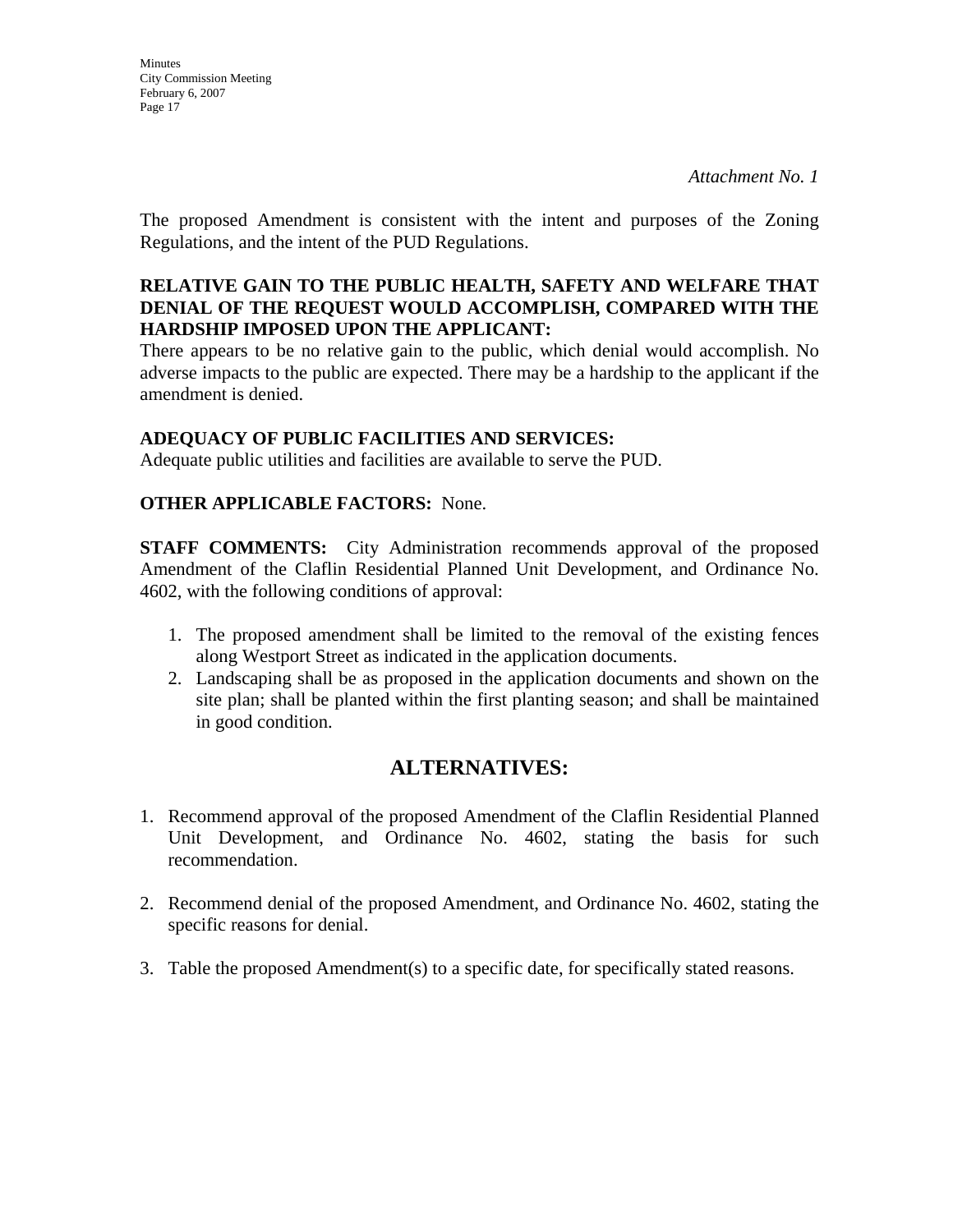*Attachment No. 1*

The proposed Amendment is consistent with the intent and purposes of the Zoning Regulations, and the intent of the PUD Regulations.

**RELATIVE GAIN TO THE PUBLIC HEALTH, SAFETY AND WELFARE THAT DENIAL OF THE REQUEST WOULD ACCOMPLISH, COMPARED WITH THE HARDSHIP IMPOSED UPON THE APPLICANT:**
There appears to be no relative gain to the public, which denial would accomplish. No adverse impacts to the public are expected. There may be a hardship to the applicant if the amendment is denied.

**ADEQUACY OF PUBLIC FACILITIES AND SERVICES:**
Adequate public utilities and facilities are available to serve the PUD.

**OTHER APPLICABLE FACTORS:** None.

**STAFF COMMENTS:** City Administration recommends approval of the proposed Amendment of the Claflin Residential Planned Unit Development, and Ordinance No. 4602, with the following conditions of approval:

1. The proposed amendment shall be limited to the removal of the existing fences along Westport Street as indicated in the application documents.
2. Landscaping shall be as proposed in the application documents and shown on the site plan; shall be planted within the first planting season; and shall be maintained in good condition.

## ALTERNATIVES:

1. Recommend approval of the proposed Amendment of the Claflin Residential Planned Unit Development, and Ordinance No. 4602, stating the basis for such recommendation.

2. Recommend denial of the proposed Amendment, and Ordinance No. 4602, stating the specific reasons for denial.

3. Table the proposed Amendment(s) to a specific date, for specifically stated reasons.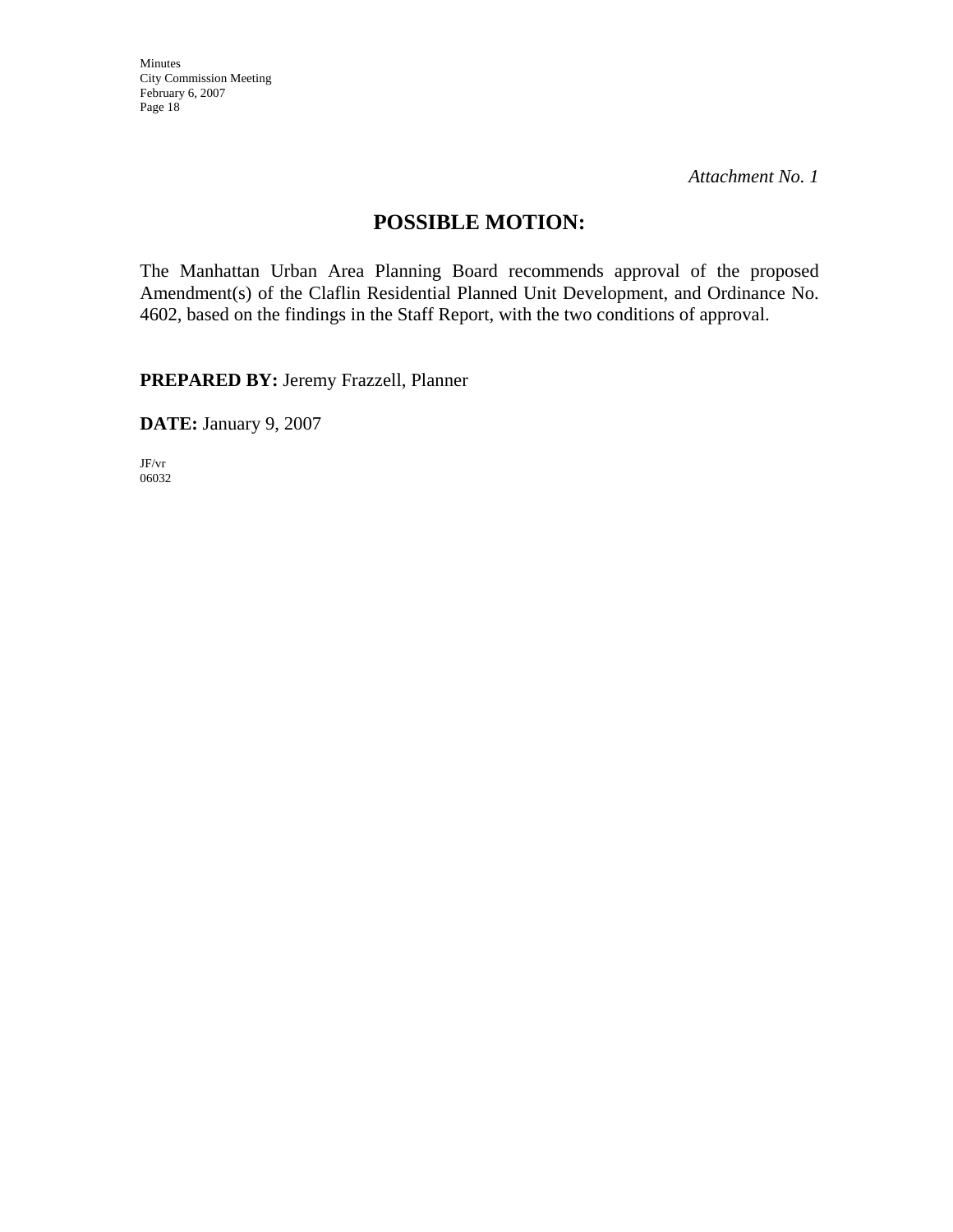*Attachment No. 1*

## POSSIBLE MOTION:

The Manhattan Urban Area Planning Board recommends approval of the proposed Amendment(s) of the Claflin Residential Planned Unit Development, and Ordinance No. 4602, based on the findings in the Staff Report, with the two conditions of approval.

**PREPARED BY:** Jeremy Frazzell, Planner

**DATE:** January 9, 2007

JF/vr
06032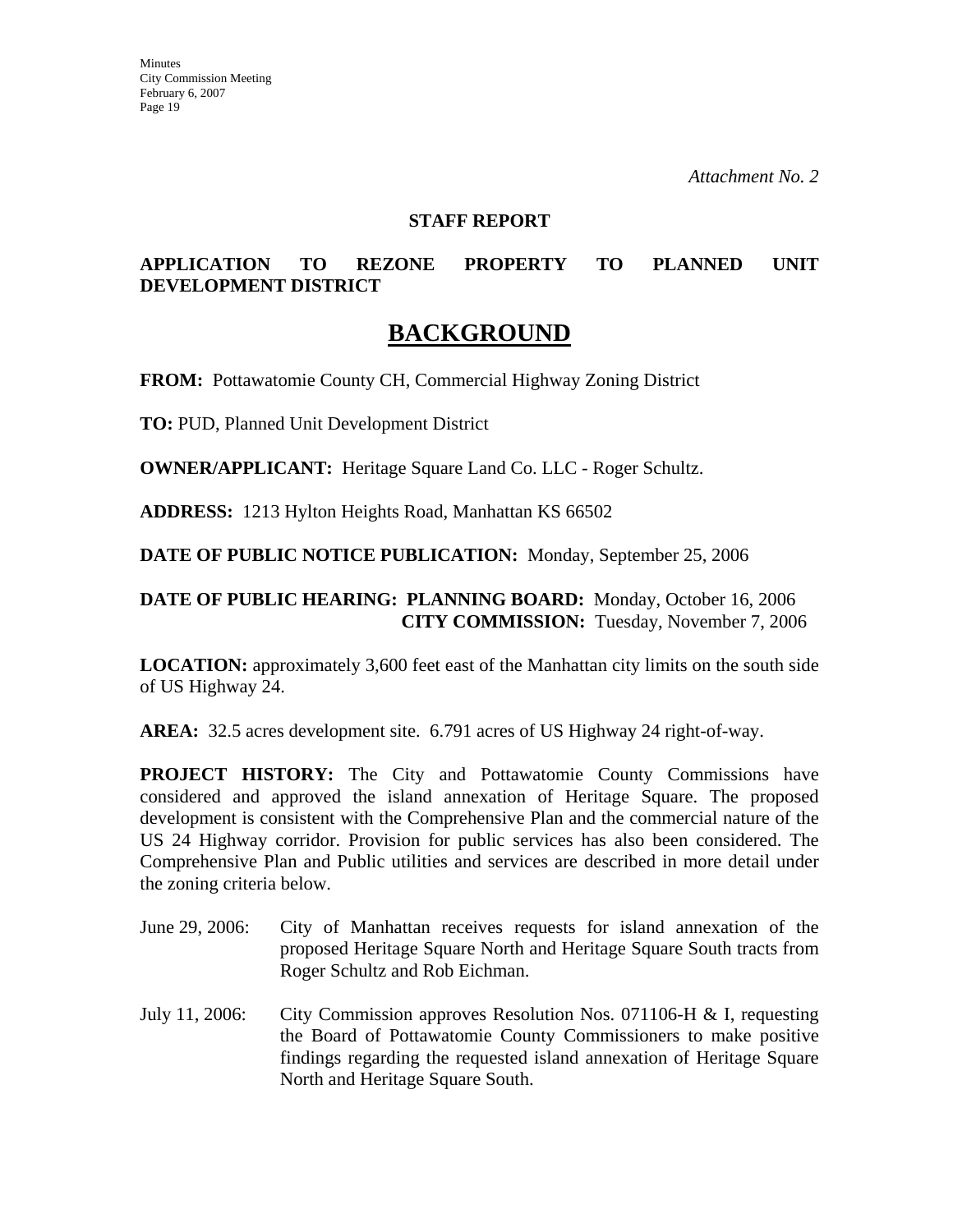*Attachment No. 2*

**STAFF REPORT**

**APPLICATION TO REZONE PROPERTY TO PLANNED UNIT DEVELOPMENT DISTRICT**

# BACKGROUND

**FROM:** Pottawatomie County CH, Commercial Highway Zoning District

**TO:** PUD, Planned Unit Development District

**OWNER/APPLICANT:** Heritage Square Land Co. LLC - Roger Schultz.

**ADDRESS:** 1213 Hylton Heights Road, Manhattan KS 66502

**DATE OF PUBLIC NOTICE PUBLICATION:** Monday, September 25, 2006

**DATE OF PUBLIC HEARING: PLANNING BOARD:** Monday, October 16, 2006
**CITY COMMISSION:** Tuesday, November 7, 2006

**LOCATION:** approximately 3,600 feet east of the Manhattan city limits on the south side of US Highway 24.

**AREA:** 32.5 acres development site. 6.791 acres of US Highway 24 right-of-way.

**PROJECT HISTORY:** The City and Pottawatomie County Commissions have considered and approved the island annexation of Heritage Square. The proposed development is consistent with the Comprehensive Plan and the commercial nature of the US 24 Highway corridor. Provision for public services has also been considered. The Comprehensive Plan and Public utilities and services are described in more detail under the zoning criteria below.

June 29, 2006: City of Manhattan receives requests for island annexation of the proposed Heritage Square North and Heritage Square South tracts from Roger Schultz and Rob Eichman.

July 11, 2006: City Commission approves Resolution Nos. 071106-H & I, requesting the Board of Pottawatomie County Commissioners to make positive findings regarding the requested island annexation of Heritage Square North and Heritage Square South.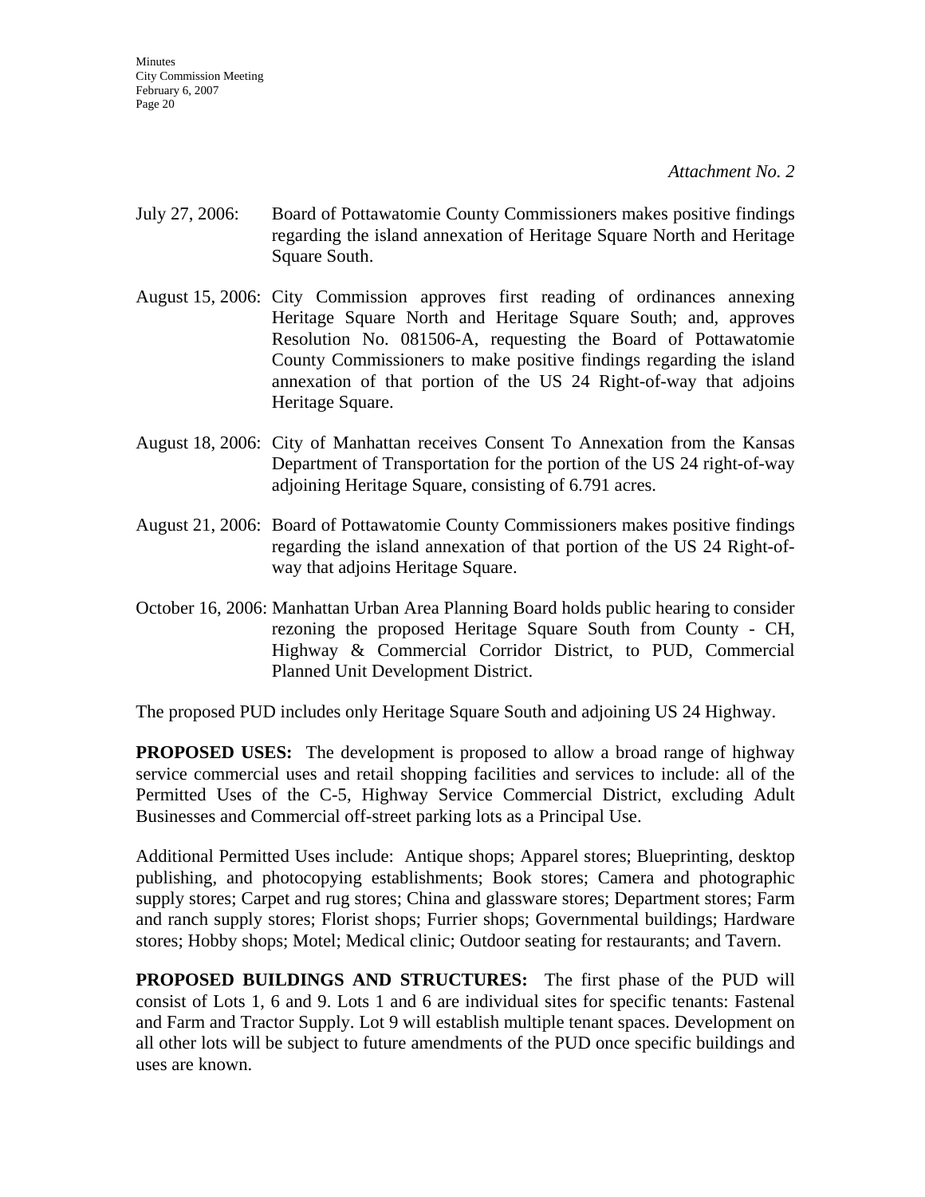*Attachment No. 2*

July 27, 2006: Board of Pottawatomie County Commissioners makes positive findings regarding the island annexation of Heritage Square North and Heritage Square South.

August 15, 2006: City Commission approves first reading of ordinances annexing Heritage Square North and Heritage Square South; and, approves Resolution No. 081506-A, requesting the Board of Pottawatomie County Commissioners to make positive findings regarding the island annexation of that portion of the US 24 Right-of-way that adjoins Heritage Square.

August 18, 2006: City of Manhattan receives Consent To Annexation from the Kansas Department of Transportation for the portion of the US 24 right-of-way adjoining Heritage Square, consisting of 6.791 acres.

August 21, 2006: Board of Pottawatomie County Commissioners makes positive findings regarding the island annexation of that portion of the US 24 Right-of-way that adjoins Heritage Square.

October 16, 2006: Manhattan Urban Area Planning Board holds public hearing to consider rezoning the proposed Heritage Square South from County - CH, Highway & Commercial Corridor District, to PUD, Commercial Planned Unit Development District.

The proposed PUD includes only Heritage Square South and adjoining US 24 Highway.

**PROPOSED USES:** The development is proposed to allow a broad range of highway service commercial uses and retail shopping facilities and services to include: all of the Permitted Uses of the C-5, Highway Service Commercial District, excluding Adult Businesses and Commercial off-street parking lots as a Principal Use.

Additional Permitted Uses include: Antique shops; Apparel stores; Blueprinting, desktop publishing, and photocopying establishments; Book stores; Camera and photographic supply stores; Carpet and rug stores; China and glassware stores; Department stores; Farm and ranch supply stores; Florist shops; Furrier shops; Governmental buildings; Hardware stores; Hobby shops; Motel; Medical clinic; Outdoor seating for restaurants; and Tavern.

**PROPOSED BUILDINGS AND STRUCTURES:** The first phase of the PUD will consist of Lots 1, 6 and 9. Lots 1 and 6 are individual sites for specific tenants: Fastenal and Farm and Tractor Supply. Lot 9 will establish multiple tenant spaces. Development on all other lots will be subject to future amendments of the PUD once specific buildings and uses are known.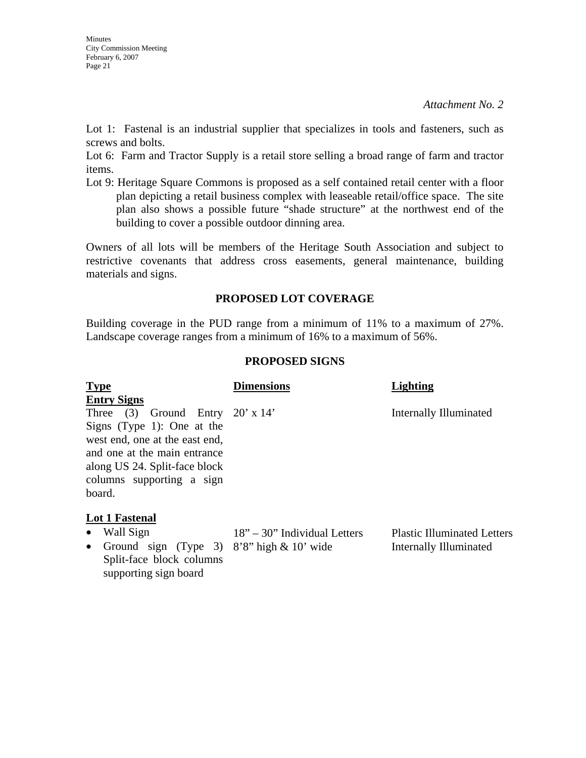*Attachment No. 2*

Lot 1: Fastenal is an industrial supplier that specializes in tools and fasteners, such as screws and bolts.

Lot 6: Farm and Tractor Supply is a retail store selling a broad range of farm and tractor items.

Lot 9: Heritage Square Commons is proposed as a self contained retail center with a floor plan depicting a retail business complex with leaseable retail/office space. The site plan also shows a possible future "shade structure" at the northwest end of the building to cover a possible outdoor dinning area.

Owners of all lots will be members of the Heritage South Association and subject to restrictive covenants that address cross easements, general maintenance, building materials and signs.

## PROPOSED LOT COVERAGE

Building coverage in the PUD range from a minimum of 11% to a maximum of 27%. Landscape coverage ranges from a minimum of 16% to a maximum of 56%.

## PROPOSED SIGNS

| Type | Dimensions | Lighting |
|---|---|---|
| **Entry Signs** | | |
| Three (3) Ground Entry Signs (Type 1): One at the west end, one at the east end, and one at the main entrance along US 24. Split-face block columns supporting a sign board. | 20' x 14' | Internally Illuminated |
| **Lot 1 Fastenal** | | |
| • Wall Sign | 18" – 30" Individual Letters | Plastic Illuminated Letters |
| • Ground sign (Type 3) Split-face block columns supporting sign board | 8'8" high & 10' wide | Internally Illuminated |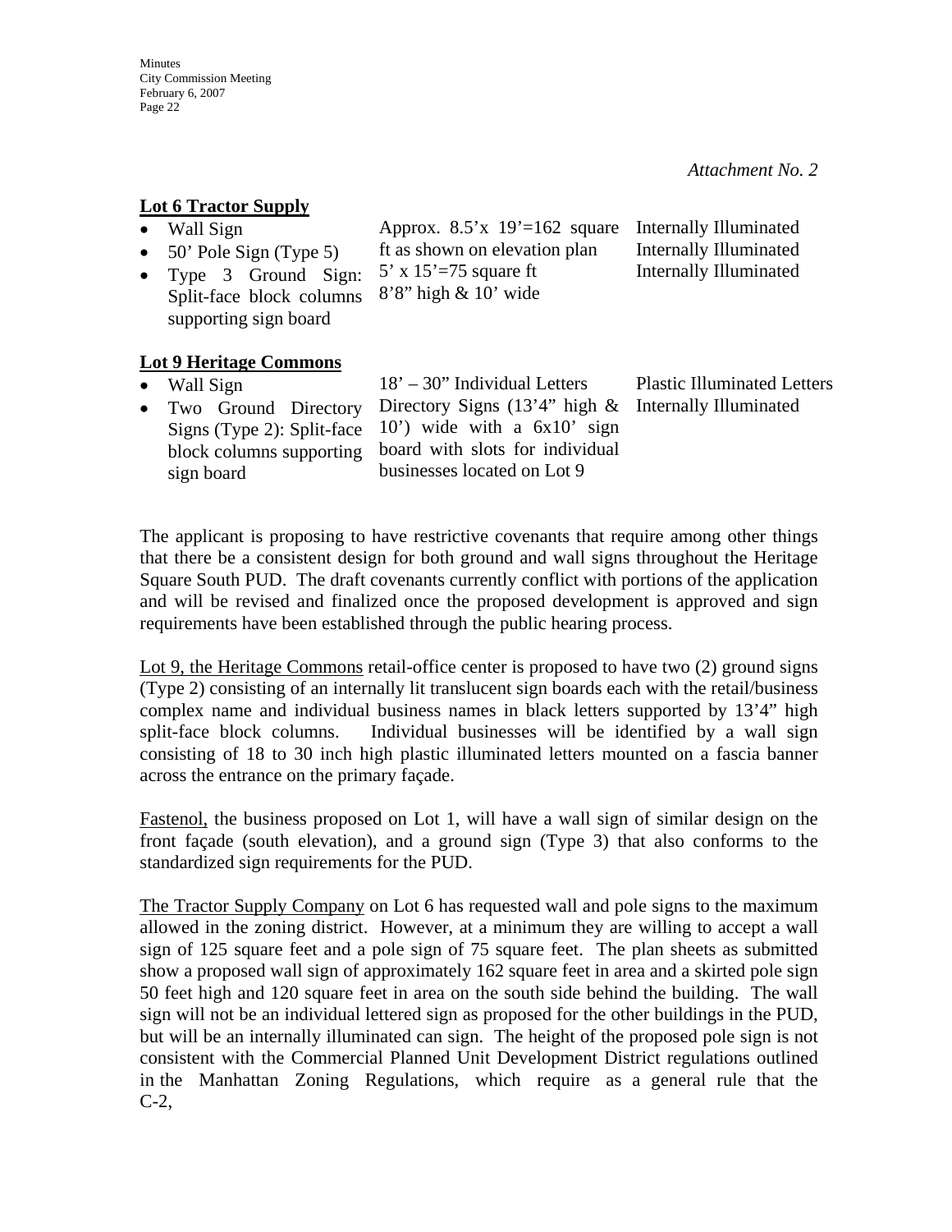*Attachment No. 2*

**Lot 6 Tractor Supply**

| | | |
|---|---|---|
| • Wall Sign | Approx. 8.5'x 19'=162 square ft as shown on elevation plan | Internally Illuminated |
| • 50' Pole Sign (Type 5) | 5' x 15'=75 square ft | Internally Illuminated |
| • Type 3 Ground Sign: Split-face block columns supporting sign board | 8'8" high & 10' wide | Internally Illuminated |

**Lot 9 Heritage Commons**

| | | |
|---|---|---|
| • Wall Sign | 18' – 30" Individual Letters | Plastic Illuminated Letters |
| • Two Ground Directory Signs (Type 2): Split-face block columns supporting sign board | Directory Signs (13'4" high & 10') wide with a 6x10' sign board with slots for individual businesses located on Lot 9 | Internally Illuminated |

The applicant is proposing to have restrictive covenants that require among other things that there be a consistent design for both ground and wall signs throughout the Heritage Square South PUD. The draft covenants currently conflict with portions of the application and will be revised and finalized once the proposed development is approved and sign requirements have been established through the public hearing process.

Lot 9, the Heritage Commons retail-office center is proposed to have two (2) ground signs (Type 2) consisting of an internally lit translucent sign boards each with the retail/business complex name and individual business names in black letters supported by 13'4" high split-face block columns. Individual businesses will be identified by a wall sign consisting of 18 to 30 inch high plastic illuminated letters mounted on a fascia banner across the entrance on the primary façade.

Fastenol, the business proposed on Lot 1, will have a wall sign of similar design on the front façade (south elevation), and a ground sign (Type 3) that also conforms to the standardized sign requirements for the PUD.

The Tractor Supply Company on Lot 6 has requested wall and pole signs to the maximum allowed in the zoning district. However, at a minimum they are willing to accept a wall sign of 125 square feet and a pole sign of 75 square feet. The plan sheets as submitted show a proposed wall sign of approximately 162 square feet in area and a skirted pole sign 50 feet high and 120 square feet in area on the south side behind the building. The wall sign will not be an individual lettered sign as proposed for the other buildings in the PUD, but will be an internally illuminated can sign. The height of the proposed pole sign is not consistent with the Commercial Planned Unit Development District regulations outlined in the Manhattan Zoning Regulations, which require as a general rule that the C-2,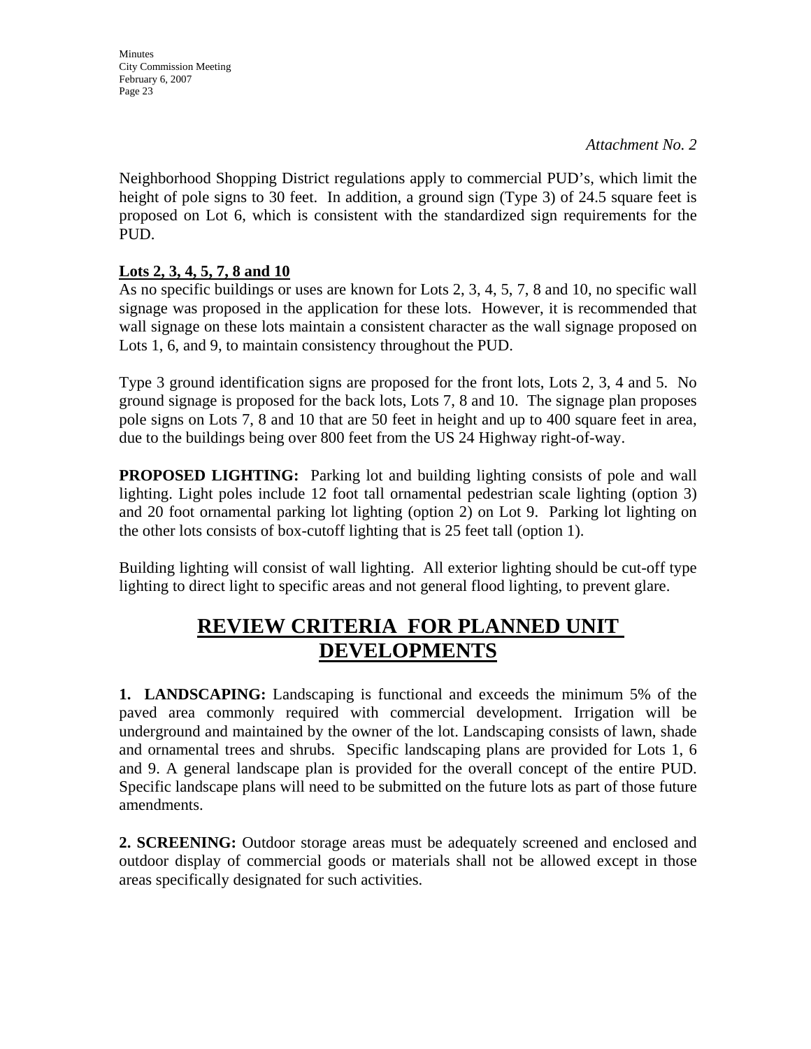*Attachment No. 2*

Neighborhood Shopping District regulations apply to commercial PUD's, which limit the height of pole signs to 30 feet. In addition, a ground sign (Type 3) of 24.5 square feet is proposed on Lot 6, which is consistent with the standardized sign requirements for the PUD.

**Lots 2, 3, 4, 5, 7, 8 and 10**

As no specific buildings or uses are known for Lots 2, 3, 4, 5, 7, 8 and 10, no specific wall signage was proposed in the application for these lots. However, it is recommended that wall signage on these lots maintain a consistent character as the wall signage proposed on Lots 1, 6, and 9, to maintain consistency throughout the PUD.

Type 3 ground identification signs are proposed for the front lots, Lots 2, 3, 4 and 5. No ground signage is proposed for the back lots, Lots 7, 8 and 10. The signage plan proposes pole signs on Lots 7, 8 and 10 that are 50 feet in height and up to 400 square feet in area, due to the buildings being over 800 feet from the US 24 Highway right-of-way.

**PROPOSED LIGHTING:** Parking lot and building lighting consists of pole and wall lighting. Light poles include 12 foot tall ornamental pedestrian scale lighting (option 3) and 20 foot ornamental parking lot lighting (option 2) on Lot 9. Parking lot lighting on the other lots consists of box-cutoff lighting that is 25 feet tall (option 1).

Building lighting will consist of wall lighting. All exterior lighting should be cut-off type lighting to direct light to specific areas and not general flood lighting, to prevent glare.

## REVIEW CRITERIA FOR PLANNED UNIT DEVELOPMENTS

**1. LANDSCAPING:** Landscaping is functional and exceeds the minimum 5% of the paved area commonly required with commercial development. Irrigation will be underground and maintained by the owner of the lot. Landscaping consists of lawn, shade and ornamental trees and shrubs. Specific landscaping plans are provided for Lots 1, 6 and 9. A general landscape plan is provided for the overall concept of the entire PUD. Specific landscape plans will need to be submitted on the future lots as part of those future amendments.

**2. SCREENING:** Outdoor storage areas must be adequately screened and enclosed and outdoor display of commercial goods or materials shall not be allowed except in those areas specifically designated for such activities.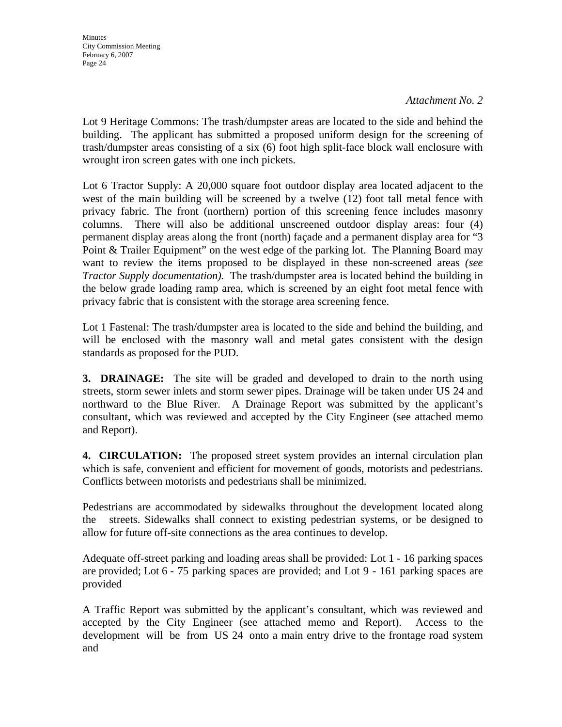*Attachment No. 2*

Lot 9 Heritage Commons: The trash/dumpster areas are located to the side and behind the building. The applicant has submitted a proposed uniform design for the screening of trash/dumpster areas consisting of a six (6) foot high split-face block wall enclosure with wrought iron screen gates with one inch pickets.

Lot 6 Tractor Supply: A 20,000 square foot outdoor display area located adjacent to the west of the main building will be screened by a twelve (12) foot tall metal fence with privacy fabric. The front (northern) portion of this screening fence includes masonry columns. There will also be additional unscreened outdoor display areas: four (4) permanent display areas along the front (north) façade and a permanent display area for "3 Point & Trailer Equipment" on the west edge of the parking lot. The Planning Board may want to review the items proposed to be displayed in these non-screened areas *(see Tractor Supply documentation).* The trash/dumpster area is located behind the building in the below grade loading ramp area, which is screened by an eight foot metal fence with privacy fabric that is consistent with the storage area screening fence.

Lot 1 Fastenal: The trash/dumpster area is located to the side and behind the building, and will be enclosed with the masonry wall and metal gates consistent with the design standards as proposed for the PUD.

**3. DRAINAGE:** The site will be graded and developed to drain to the north using streets, storm sewer inlets and storm sewer pipes. Drainage will be taken under US 24 and northward to the Blue River. A Drainage Report was submitted by the applicant's consultant, which was reviewed and accepted by the City Engineer (see attached memo and Report).

**4. CIRCULATION:** The proposed street system provides an internal circulation plan which is safe, convenient and efficient for movement of goods, motorists and pedestrians. Conflicts between motorists and pedestrians shall be minimized.

Pedestrians are accommodated by sidewalks throughout the development located along the streets. Sidewalks shall connect to existing pedestrian systems, or be designed to allow for future off-site connections as the area continues to develop.

Adequate off-street parking and loading areas shall be provided: Lot 1 - 16 parking spaces are provided; Lot 6 - 75 parking spaces are provided; and Lot 9 - 161 parking spaces are provided

A Traffic Report was submitted by the applicant's consultant, which was reviewed and accepted by the City Engineer (see attached memo and Report). Access to the development will be from US 24 onto a main entry drive to the frontage road system and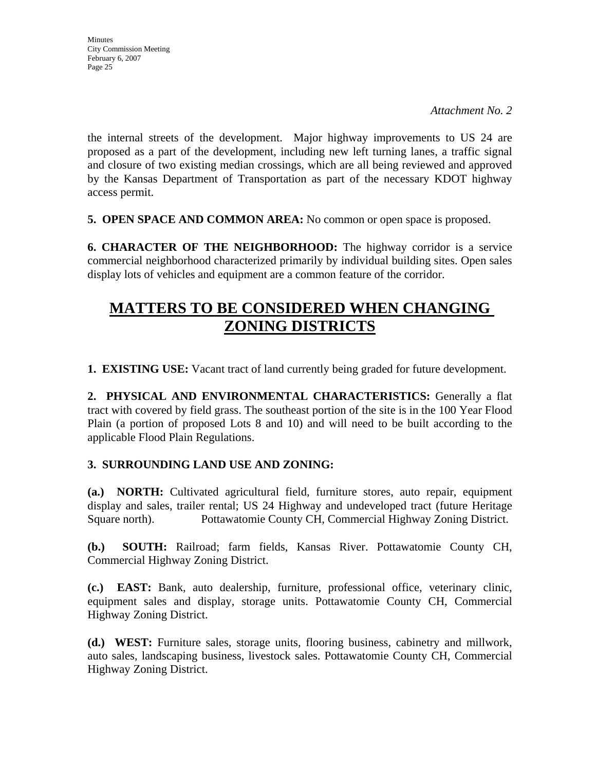*Attachment No. 2*

the internal streets of the development. Major highway improvements to US 24 are proposed as a part of the development, including new left turning lanes, a traffic signal and closure of two existing median crossings, which are all being reviewed and approved by the Kansas Department of Transportation as part of the necessary KDOT highway access permit.

**5. OPEN SPACE AND COMMON AREA:** No common or open space is proposed.

**6. CHARACTER OF THE NEIGHBORHOOD:** The highway corridor is a service commercial neighborhood characterized primarily by individual building sites. Open sales display lots of vehicles and equipment are a common feature of the corridor.

# MATTERS TO BE CONSIDERED WHEN CHANGING ZONING DISTRICTS

**1. EXISTING USE:** Vacant tract of land currently being graded for future development.

**2. PHYSICAL AND ENVIRONMENTAL CHARACTERISTICS:** Generally a flat tract with covered by field grass. The southeast portion of the site is in the 100 Year Flood Plain (a portion of proposed Lots 8 and 10) and will need to be built according to the applicable Flood Plain Regulations.

**3. SURROUNDING LAND USE AND ZONING:**

**(a.) NORTH:** Cultivated agricultural field, furniture stores, auto repair, equipment display and sales, trailer rental; US 24 Highway and undeveloped tract (future Heritage Square north). Pottawatomie County CH, Commercial Highway Zoning District.

**(b.) SOUTH:** Railroad; farm fields, Kansas River. Pottawatomie County CH, Commercial Highway Zoning District.

**(c.) EAST:** Bank, auto dealership, furniture, professional office, veterinary clinic, equipment sales and display, storage units. Pottawatomie County CH, Commercial Highway Zoning District.

**(d.) WEST:** Furniture sales, storage units, flooring business, cabinetry and millwork, auto sales, landscaping business, livestock sales. Pottawatomie County CH, Commercial Highway Zoning District.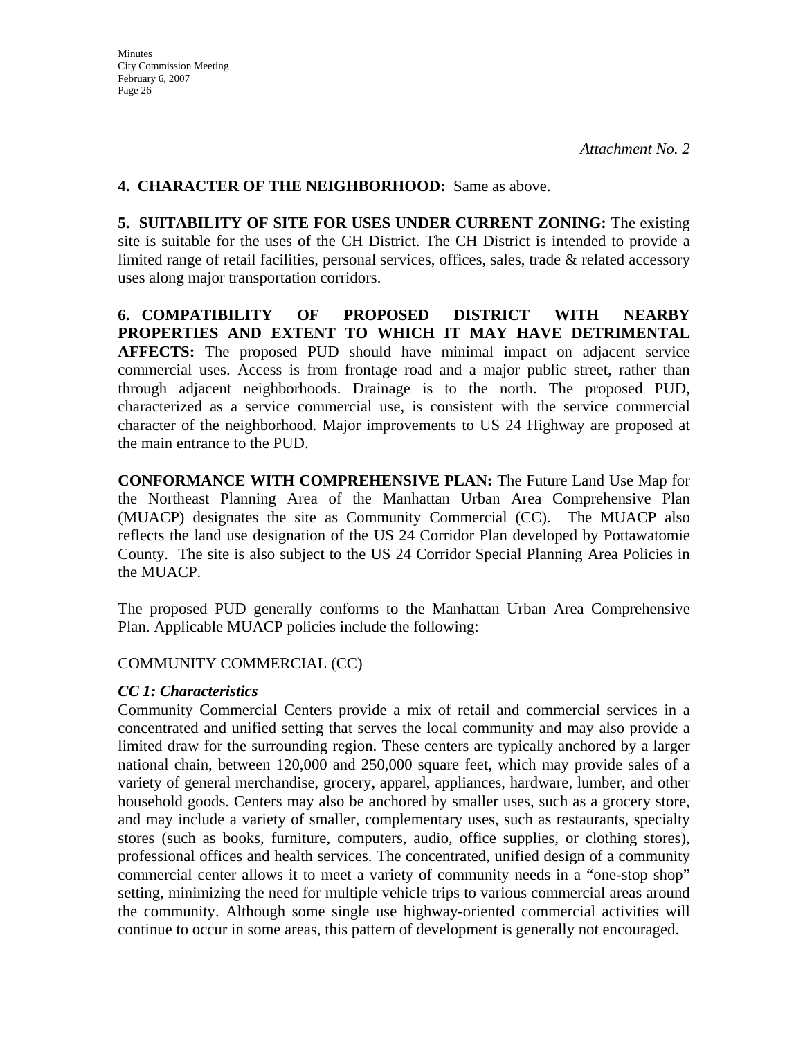*Attachment No. 2*

**4. CHARACTER OF THE NEIGHBORHOOD:** Same as above.

**5. SUITABILITY OF SITE FOR USES UNDER CURRENT ZONING:** The existing site is suitable for the uses of the CH District. The CH District is intended to provide a limited range of retail facilities, personal services, offices, sales, trade & related accessory uses along major transportation corridors.

**6. COMPATIBILITY OF PROPOSED DISTRICT WITH NEARBY PROPERTIES AND EXTENT TO WHICH IT MAY HAVE DETRIMENTAL AFFECTS:** The proposed PUD should have minimal impact on adjacent service commercial uses. Access is from frontage road and a major public street, rather than through adjacent neighborhoods. Drainage is to the north. The proposed PUD, characterized as a service commercial use, is consistent with the service commercial character of the neighborhood. Major improvements to US 24 Highway are proposed at the main entrance to the PUD.

**CONFORMANCE WITH COMPREHENSIVE PLAN:** The Future Land Use Map for the Northeast Planning Area of the Manhattan Urban Area Comprehensive Plan (MUACP) designates the site as Community Commercial (CC). The MUACP also reflects the land use designation of the US 24 Corridor Plan developed by Pottawatomie County. The site is also subject to the US 24 Corridor Special Planning Area Policies in the MUACP.

The proposed PUD generally conforms to the Manhattan Urban Area Comprehensive Plan. Applicable MUACP policies include the following:

COMMUNITY COMMERCIAL (CC)

***CC 1: Characteristics***

Community Commercial Centers provide a mix of retail and commercial services in a concentrated and unified setting that serves the local community and may also provide a limited draw for the surrounding region. These centers are typically anchored by a larger national chain, between 120,000 and 250,000 square feet, which may provide sales of a variety of general merchandise, grocery, apparel, appliances, hardware, lumber, and other household goods. Centers may also be anchored by smaller uses, such as a grocery store, and may include a variety of smaller, complementary uses, such as restaurants, specialty stores (such as books, furniture, computers, audio, office supplies, or clothing stores), professional offices and health services. The concentrated, unified design of a community commercial center allows it to meet a variety of community needs in a "one-stop shop" setting, minimizing the need for multiple vehicle trips to various commercial areas around the community. Although some single use highway-oriented commercial activities will continue to occur in some areas, this pattern of development is generally not encouraged.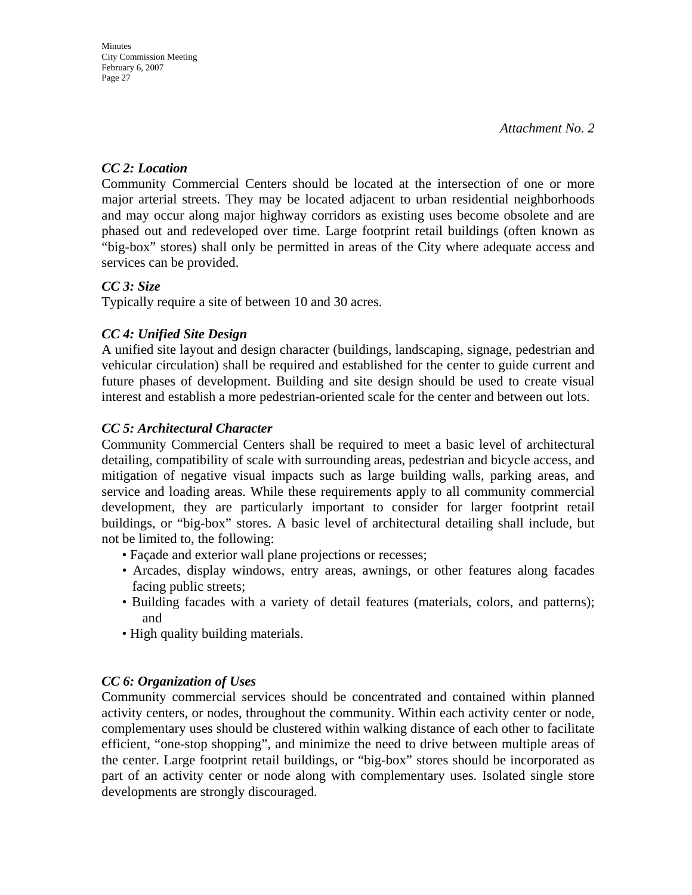*Attachment No. 2*

***CC 2: Location***

Community Commercial Centers should be located at the intersection of one or more major arterial streets. They may be located adjacent to urban residential neighborhoods and may occur along major highway corridors as existing uses become obsolete and are phased out and redeveloped over time. Large footprint retail buildings (often known as "big-box" stores) shall only be permitted in areas of the City where adequate access and services can be provided.

***CC 3: Size***

Typically require a site of between 10 and 30 acres.

***CC 4: Unified Site Design***

A unified site layout and design character (buildings, landscaping, signage, pedestrian and vehicular circulation) shall be required and established for the center to guide current and future phases of development. Building and site design should be used to create visual interest and establish a more pedestrian-oriented scale for the center and between out lots.

***CC 5: Architectural Character***

Community Commercial Centers shall be required to meet a basic level of architectural detailing, compatibility of scale with surrounding areas, pedestrian and bicycle access, and mitigation of negative visual impacts such as large building walls, parking areas, and service and loading areas. While these requirements apply to all community commercial development, they are particularly important to consider for larger footprint retail buildings, or "big-box" stores. A basic level of architectural detailing shall include, but not be limited to, the following:

- Façade and exterior wall plane projections or recesses;
- Arcades, display windows, entry areas, awnings, or other features along facades facing public streets;
- Building facades with a variety of detail features (materials, colors, and patterns); and
- High quality building materials.

***CC 6: Organization of Uses***

Community commercial services should be concentrated and contained within planned activity centers, or nodes, throughout the community. Within each activity center or node, complementary uses should be clustered within walking distance of each other to facilitate efficient, "one-stop shopping", and minimize the need to drive between multiple areas of the center. Large footprint retail buildings, or "big-box" stores should be incorporated as part of an activity center or node along with complementary uses. Isolated single store developments are strongly discouraged.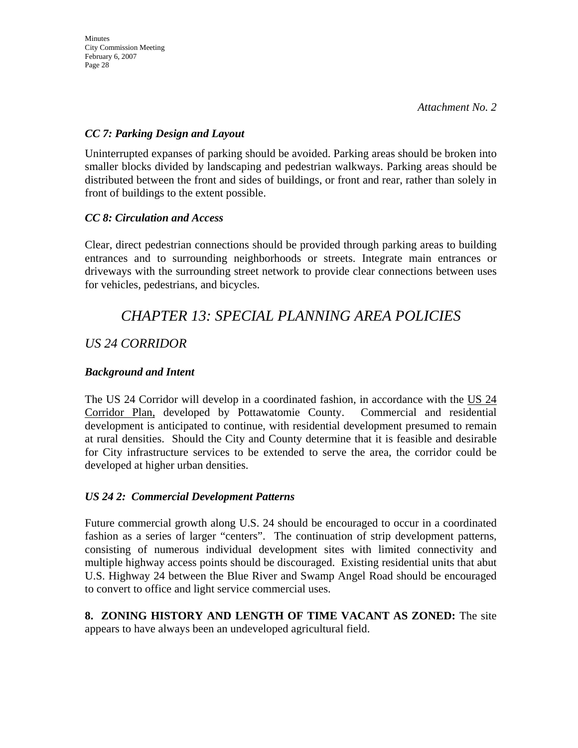*Attachment No. 2*

***CC 7: Parking Design and Layout***

Uninterrupted expanses of parking should be avoided. Parking areas should be broken into smaller blocks divided by landscaping and pedestrian walkways. Parking areas should be distributed between the front and sides of buildings, or front and rear, rather than solely in front of buildings to the extent possible.

***CC 8: Circulation and Access***

Clear, direct pedestrian connections should be provided through parking areas to building entrances and to surrounding neighborhoods or streets. Integrate main entrances or driveways with the surrounding street network to provide clear connections between uses for vehicles, pedestrians, and bicycles.

# *CHAPTER 13: SPECIAL PLANNING AREA POLICIES*

## *US 24 CORRIDOR*

***Background and Intent***

The US 24 Corridor will develop in a coordinated fashion, in accordance with the US 24 Corridor Plan, developed by Pottawatomie County. Commercial and residential development is anticipated to continue, with residential development presumed to remain at rural densities. Should the City and County determine that it is feasible and desirable for City infrastructure services to be extended to serve the area, the corridor could be developed at higher urban densities.

***US 24 2: Commercial Development Patterns***

Future commercial growth along U.S. 24 should be encouraged to occur in a coordinated fashion as a series of larger "centers". The continuation of strip development patterns, consisting of numerous individual development sites with limited connectivity and multiple highway access points should be discouraged. Existing residential units that abut U.S. Highway 24 between the Blue River and Swamp Angel Road should be encouraged to convert to office and light service commercial uses.

**8. ZONING HISTORY AND LENGTH OF TIME VACANT AS ZONED:** The site appears to have always been an undeveloped agricultural field.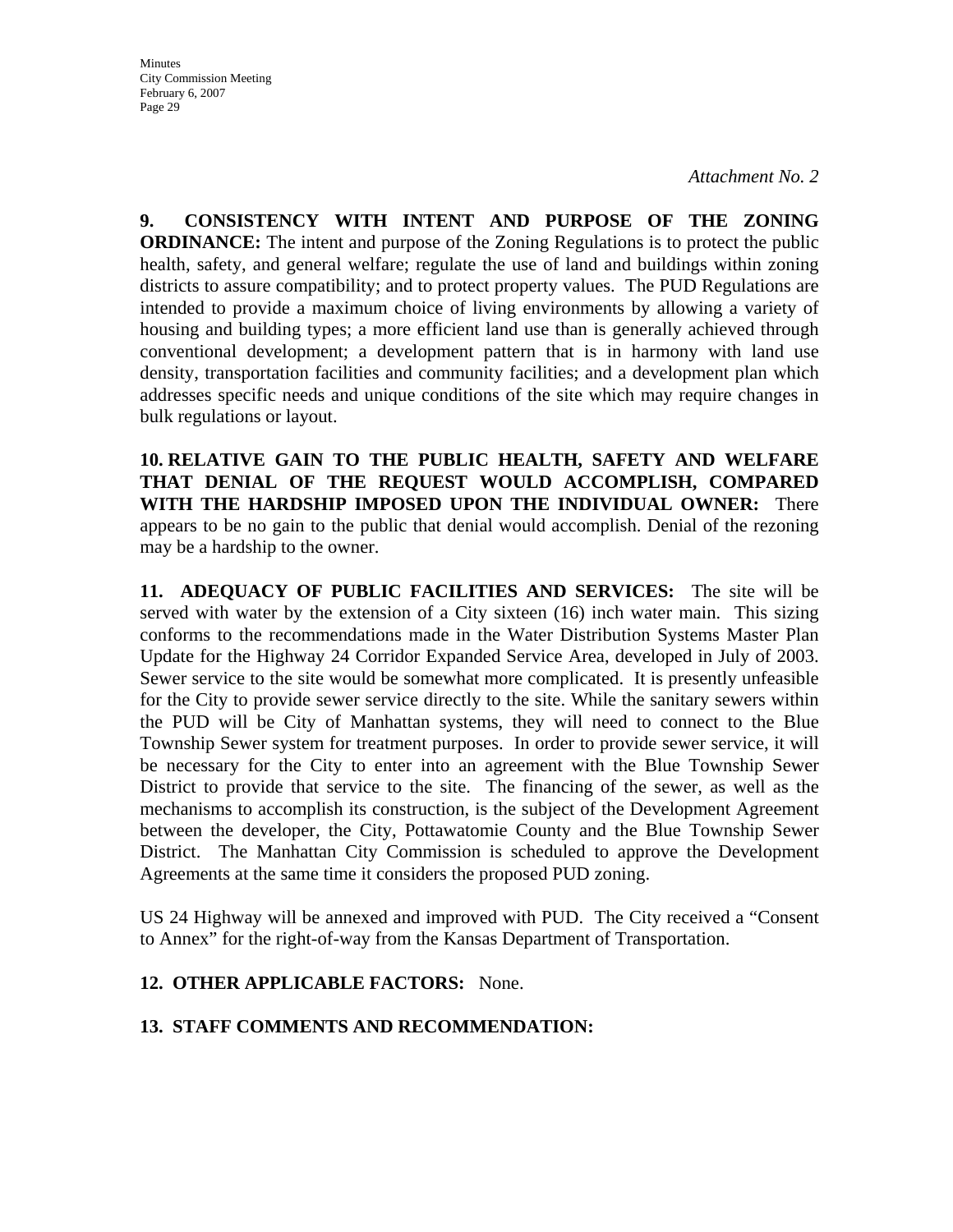*Attachment No. 2*

**9. CONSISTENCY WITH INTENT AND PURPOSE OF THE ZONING ORDINANCE:** The intent and purpose of the Zoning Regulations is to protect the public health, safety, and general welfare; regulate the use of land and buildings within zoning districts to assure compatibility; and to protect property values. The PUD Regulations are intended to provide a maximum choice of living environments by allowing a variety of housing and building types; a more efficient land use than is generally achieved through conventional development; a development pattern that is in harmony with land use density, transportation facilities and community facilities; and a development plan which addresses specific needs and unique conditions of the site which may require changes in bulk regulations or layout.

**10. RELATIVE GAIN TO THE PUBLIC HEALTH, SAFETY AND WELFARE THAT DENIAL OF THE REQUEST WOULD ACCOMPLISH, COMPARED WITH THE HARDSHIP IMPOSED UPON THE INDIVIDUAL OWNER:** There appears to be no gain to the public that denial would accomplish. Denial of the rezoning may be a hardship to the owner.

**11. ADEQUACY OF PUBLIC FACILITIES AND SERVICES:** The site will be served with water by the extension of a City sixteen (16) inch water main. This sizing conforms to the recommendations made in the Water Distribution Systems Master Plan Update for the Highway 24 Corridor Expanded Service Area, developed in July of 2003. Sewer service to the site would be somewhat more complicated. It is presently unfeasible for the City to provide sewer service directly to the site. While the sanitary sewers within the PUD will be City of Manhattan systems, they will need to connect to the Blue Township Sewer system for treatment purposes. In order to provide sewer service, it will be necessary for the City to enter into an agreement with the Blue Township Sewer District to provide that service to the site. The financing of the sewer, as well as the mechanisms to accomplish its construction, is the subject of the Development Agreement between the developer, the City, Pottawatomie County and the Blue Township Sewer District. The Manhattan City Commission is scheduled to approve the Development Agreements at the same time it considers the proposed PUD zoning.

US 24 Highway will be annexed and improved with PUD. The City received a "Consent to Annex" for the right-of-way from the Kansas Department of Transportation.

**12. OTHER APPLICABLE FACTORS:** None.

**13. STAFF COMMENTS AND RECOMMENDATION:**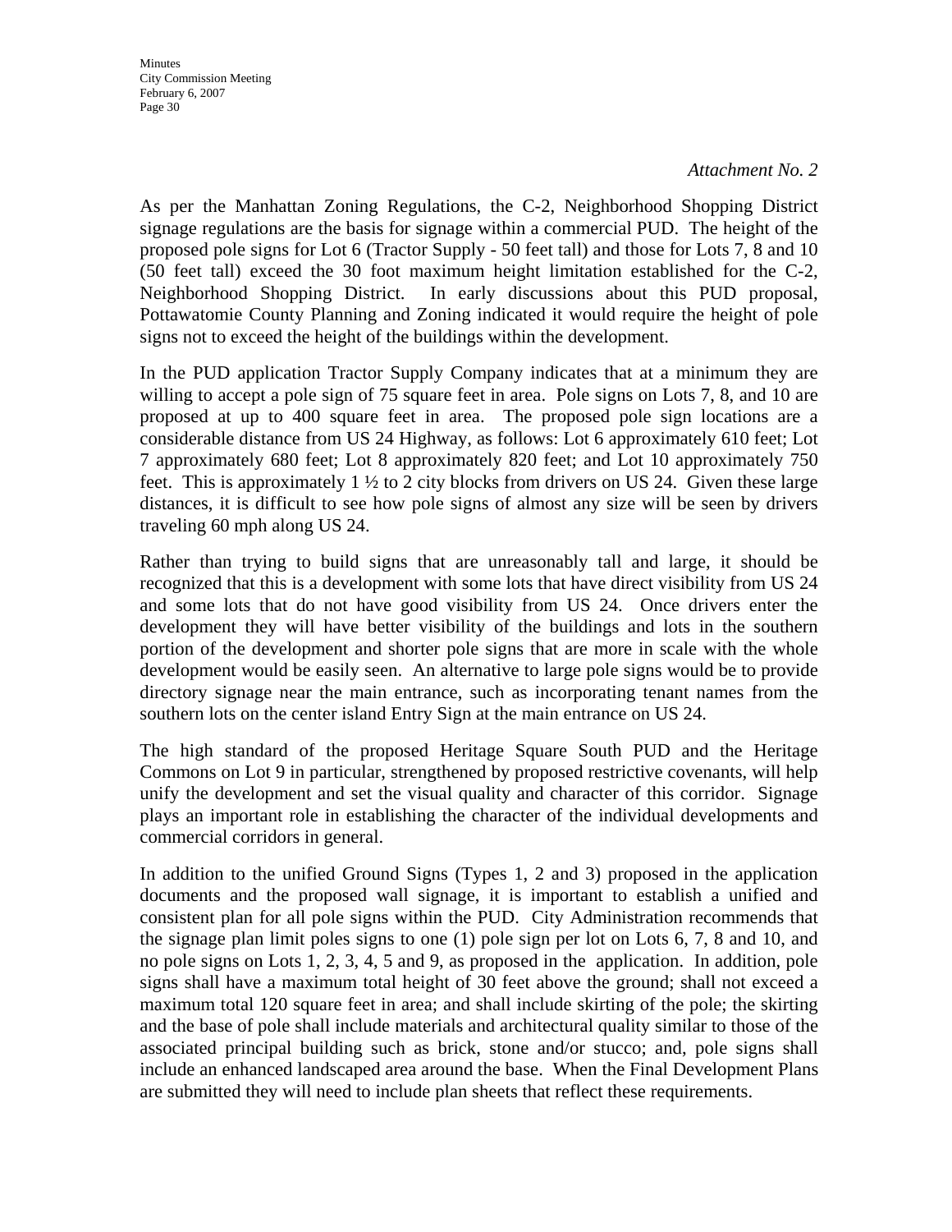*Attachment No. 2*

As per the Manhattan Zoning Regulations, the C-2, Neighborhood Shopping District signage regulations are the basis for signage within a commercial PUD. The height of the proposed pole signs for Lot 6 (Tractor Supply - 50 feet tall) and those for Lots 7, 8 and 10 (50 feet tall) exceed the 30 foot maximum height limitation established for the C-2, Neighborhood Shopping District. In early discussions about this PUD proposal, Pottawatomie County Planning and Zoning indicated it would require the height of pole signs not to exceed the height of the buildings within the development.

In the PUD application Tractor Supply Company indicates that at a minimum they are willing to accept a pole sign of 75 square feet in area. Pole signs on Lots 7, 8, and 10 are proposed at up to 400 square feet in area. The proposed pole sign locations are a considerable distance from US 24 Highway, as follows: Lot 6 approximately 610 feet; Lot 7 approximately 680 feet; Lot 8 approximately 820 feet; and Lot 10 approximately 750 feet. This is approximately 1 ½ to 2 city blocks from drivers on US 24. Given these large distances, it is difficult to see how pole signs of almost any size will be seen by drivers traveling 60 mph along US 24.

Rather than trying to build signs that are unreasonably tall and large, it should be recognized that this is a development with some lots that have direct visibility from US 24 and some lots that do not have good visibility from US 24. Once drivers enter the development they will have better visibility of the buildings and lots in the southern portion of the development and shorter pole signs that are more in scale with the whole development would be easily seen. An alternative to large pole signs would be to provide directory signage near the main entrance, such as incorporating tenant names from the southern lots on the center island Entry Sign at the main entrance on US 24.

The high standard of the proposed Heritage Square South PUD and the Heritage Commons on Lot 9 in particular, strengthened by proposed restrictive covenants, will help unify the development and set the visual quality and character of this corridor. Signage plays an important role in establishing the character of the individual developments and commercial corridors in general.

In addition to the unified Ground Signs (Types 1, 2 and 3) proposed in the application documents and the proposed wall signage, it is important to establish a unified and consistent plan for all pole signs within the PUD. City Administration recommends that the signage plan limit poles signs to one (1) pole sign per lot on Lots 6, 7, 8 and 10, and no pole signs on Lots 1, 2, 3, 4, 5 and 9, as proposed in the application. In addition, pole signs shall have a maximum total height of 30 feet above the ground; shall not exceed a maximum total 120 square feet in area; and shall include skirting of the pole; the skirting and the base of pole shall include materials and architectural quality similar to those of the associated principal building such as brick, stone and/or stucco; and, pole signs shall include an enhanced landscaped area around the base. When the Final Development Plans are submitted they will need to include plan sheets that reflect these requirements.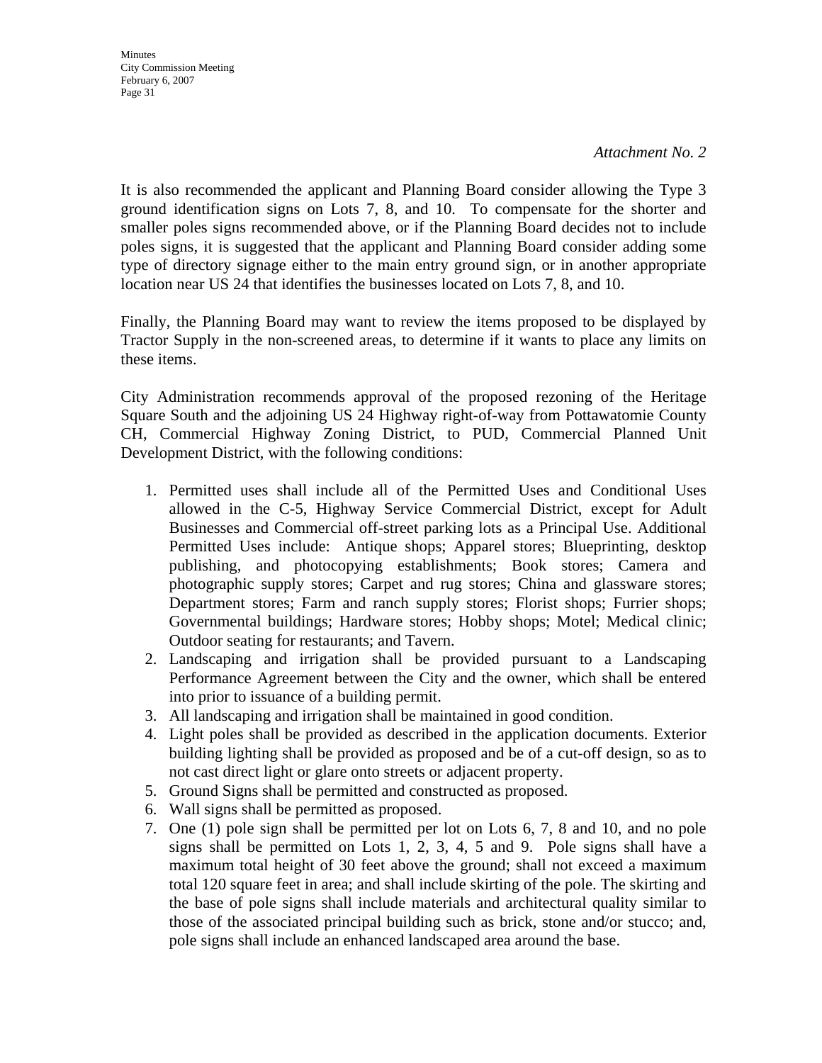*Attachment No. 2*

It is also recommended the applicant and Planning Board consider allowing the Type 3 ground identification signs on Lots 7, 8, and 10. To compensate for the shorter and smaller poles signs recommended above, or if the Planning Board decides not to include poles signs, it is suggested that the applicant and Planning Board consider adding some type of directory signage either to the main entry ground sign, or in another appropriate location near US 24 that identifies the businesses located on Lots 7, 8, and 10.

Finally, the Planning Board may want to review the items proposed to be displayed by Tractor Supply in the non-screened areas, to determine if it wants to place any limits on these items.

City Administration recommends approval of the proposed rezoning of the Heritage Square South and the adjoining US 24 Highway right-of-way from Pottawatomie County CH, Commercial Highway Zoning District, to PUD, Commercial Planned Unit Development District, with the following conditions:

1. Permitted uses shall include all of the Permitted Uses and Conditional Uses allowed in the C-5, Highway Service Commercial District, except for Adult Businesses and Commercial off-street parking lots as a Principal Use. Additional Permitted Uses include: Antique shops; Apparel stores; Blueprinting, desktop publishing, and photocopying establishments; Book stores; Camera and photographic supply stores; Carpet and rug stores; China and glassware stores; Department stores; Farm and ranch supply stores; Florist shops; Furrier shops; Governmental buildings; Hardware stores; Hobby shops; Motel; Medical clinic; Outdoor seating for restaurants; and Tavern.
2. Landscaping and irrigation shall be provided pursuant to a Landscaping Performance Agreement between the City and the owner, which shall be entered into prior to issuance of a building permit.
3. All landscaping and irrigation shall be maintained in good condition.
4. Light poles shall be provided as described in the application documents. Exterior building lighting shall be provided as proposed and be of a cut-off design, so as to not cast direct light or glare onto streets or adjacent property.
5. Ground Signs shall be permitted and constructed as proposed.
6. Wall signs shall be permitted as proposed.
7. One (1) pole sign shall be permitted per lot on Lots 6, 7, 8 and 10, and no pole signs shall be permitted on Lots 1, 2, 3, 4, 5 and 9. Pole signs shall have a maximum total height of 30 feet above the ground; shall not exceed a maximum total 120 square feet in area; and shall include skirting of the pole. The skirting and the base of pole signs shall include materials and architectural quality similar to those of the associated principal building such as brick, stone and/or stucco; and, pole signs shall include an enhanced landscaped area around the base.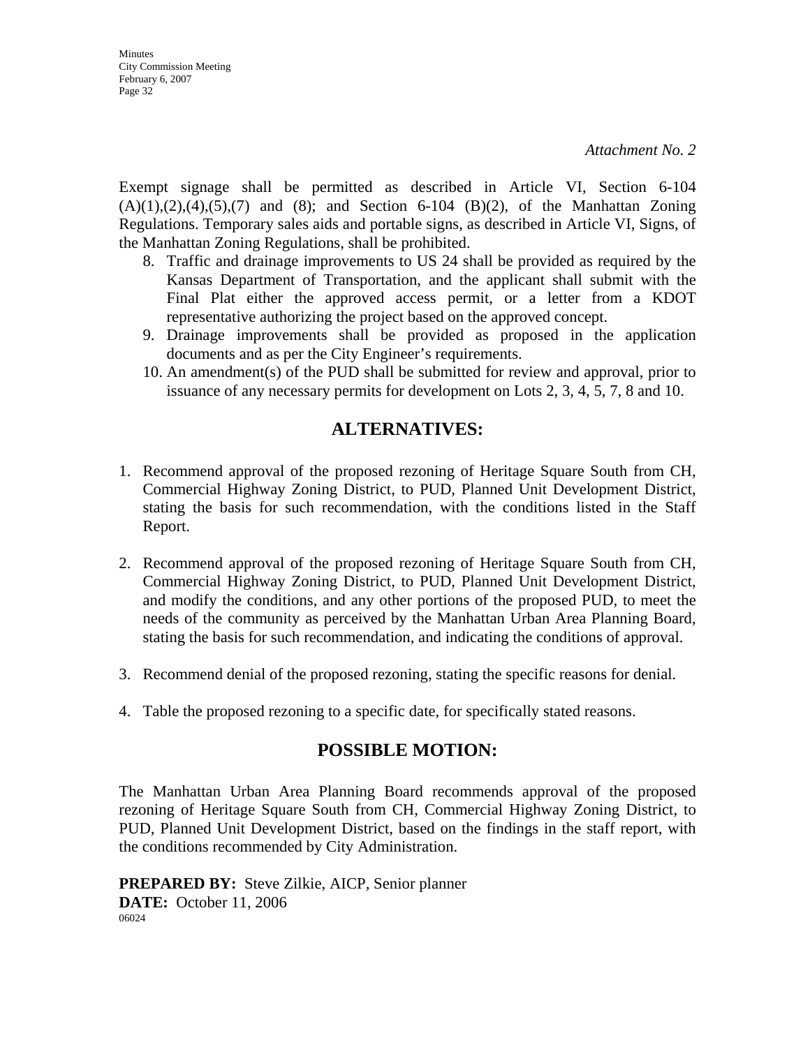*Attachment No. 2*

Exempt signage shall be permitted as described in Article VI, Section 6-104 (A)(1),(2),(4),(5),(7) and (8); and Section 6-104 (B)(2), of the Manhattan Zoning Regulations. Temporary sales aids and portable signs, as described in Article VI, Signs, of the Manhattan Zoning Regulations, shall be prohibited.

8. Traffic and drainage improvements to US 24 shall be provided as required by the Kansas Department of Transportation, and the applicant shall submit with the Final Plat either the approved access permit, or a letter from a KDOT representative authorizing the project based on the approved concept.
9. Drainage improvements shall be provided as proposed in the application documents and as per the City Engineer's requirements.
10. An amendment(s) of the PUD shall be submitted for review and approval, prior to issuance of any necessary permits for development on Lots 2, 3, 4, 5, 7, 8 and 10.

## ALTERNATIVES:

1. Recommend approval of the proposed rezoning of Heritage Square South from CH, Commercial Highway Zoning District, to PUD, Planned Unit Development District, stating the basis for such recommendation, with the conditions listed in the Staff Report.

2. Recommend approval of the proposed rezoning of Heritage Square South from CH, Commercial Highway Zoning District, to PUD, Planned Unit Development District, and modify the conditions, and any other portions of the proposed PUD, to meet the needs of the community as perceived by the Manhattan Urban Area Planning Board, stating the basis for such recommendation, and indicating the conditions of approval.

3. Recommend denial of the proposed rezoning, stating the specific reasons for denial.

4. Table the proposed rezoning to a specific date, for specifically stated reasons.

## POSSIBLE MOTION:

The Manhattan Urban Area Planning Board recommends approval of the proposed rezoning of Heritage Square South from CH, Commercial Highway Zoning District, to PUD, Planned Unit Development District, based on the findings in the staff report, with the conditions recommended by City Administration.

**PREPARED BY:** Steve Zilkie, AICP, Senior planner
**DATE:** October 11, 2006
06024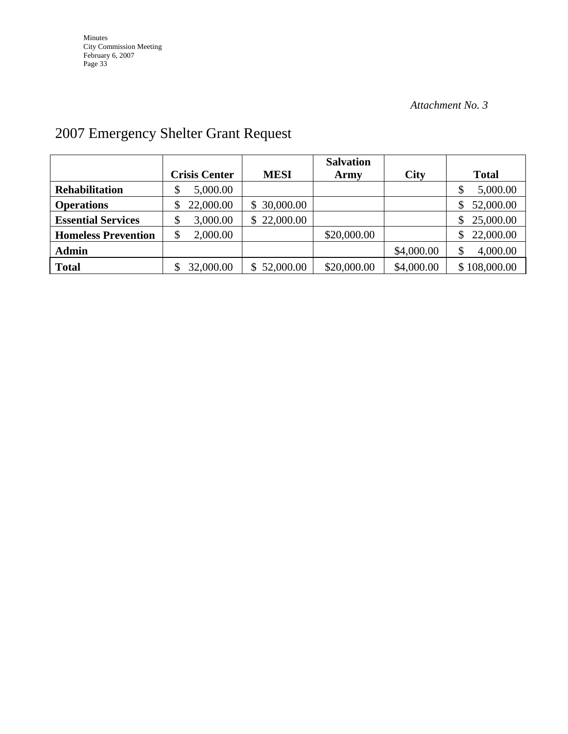*Attachment No. 3*

# 2007 Emergency Shelter Grant Request

| | Crisis Center | MESI | Salvation Army | City | Total |
|---|---|---|---|---|---|
| **Rehabilitation** | $ 5,000.00 | | | | $ 5,000.00 |
| **Operations** | $ 22,000.00 | $ 30,000.00 | | | $ 52,000.00 |
| **Essential Services** | $ 3,000.00 | $ 22,000.00 | | | $ 25,000.00 |
| **Homeless Prevention** | $ 2,000.00 | | $20,000.00 | | $ 22,000.00 |
| **Admin** | | | | $4,000.00 | $ 4,000.00 |
| **Total** | $ 32,000.00 | $ 52,000.00 | $20,000.00 | $4,000.00 | $ 108,000.00 |